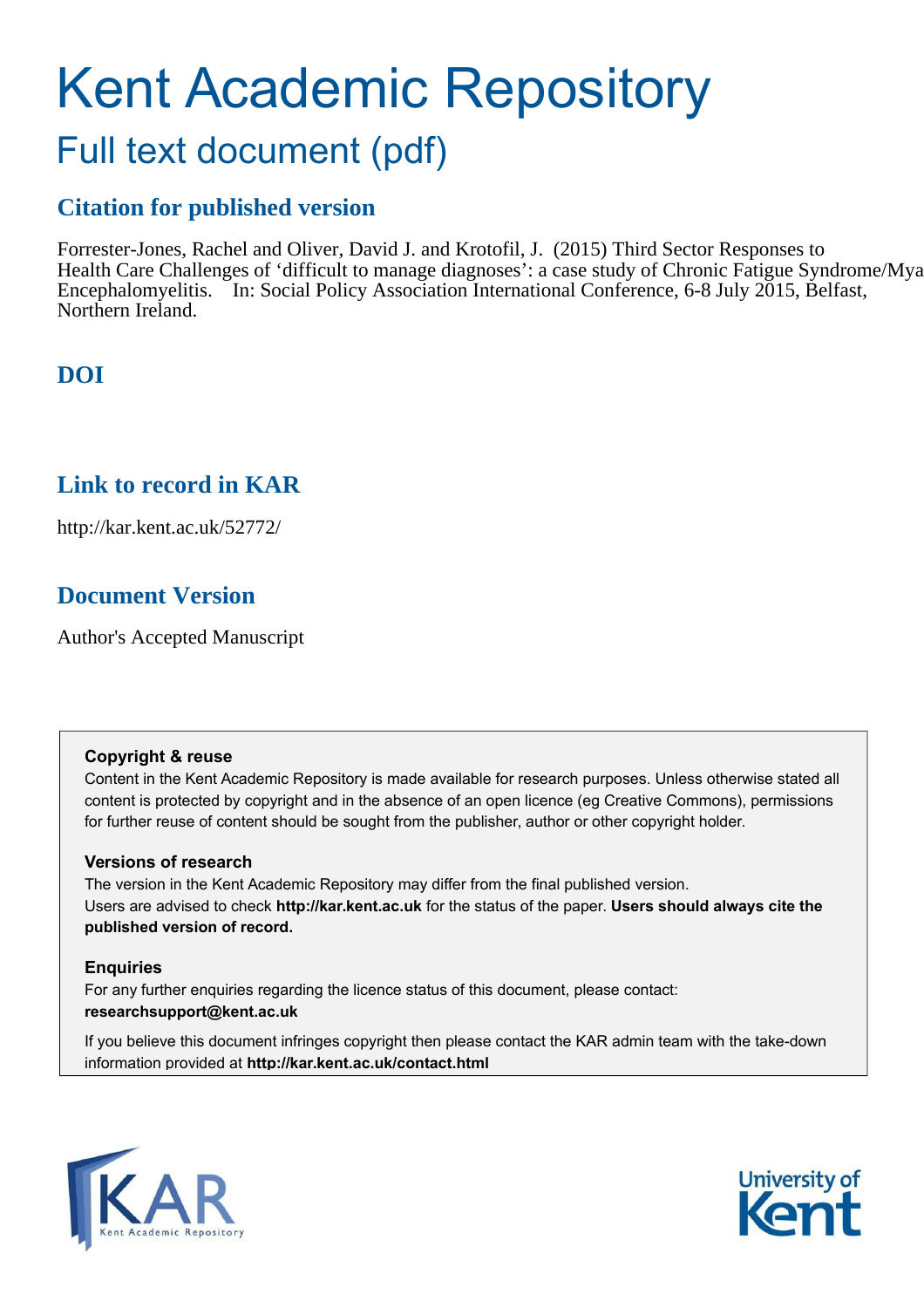# Kent Academic Repository

## Full text document (pdf)

### Citation for published version

Forrester-Jones, Rachel and Oliver, David J. and Krotofil, J. (2015) Third Sector Responses to Health Care Challenges of 'difficult to manage diagnoses': a case study of Chronic Fatigue Syndrome/Mya Encephalomyelitis. In: Social Policy Association International Conference, 6-8 July 2015, Belfast, Northern Ireland.

### DOI

### Link to record in KAR

http://kar.kent.ac.uk/52772/

### Document Version

Author's Accepted Manuscript

**Copyright & reuse**

Content in the Kent Academic Repository is made available for research purposes. Unless otherwise stated all content is protected by copyright and in the absence of an open licence (eg Creative Commons), permissions for further reuse of content should be sought from the publisher, author or other copyright holder.

**Versions of research**

The version in the Kent Academic Repository may differ from the final published version. Users are advised to check **http://kar.kent.ac.uk** for the status of the paper. **Users should always cite the published version of record.**

**Enquiries**

For any further enquiries regarding the licence status of this document, please contact: **researchsupport@kent.ac.uk**

If you believe this document infringes copyright then please contact the KAR admin team with the take-down information provided at **http://kar.kent.ac.uk/contact.html**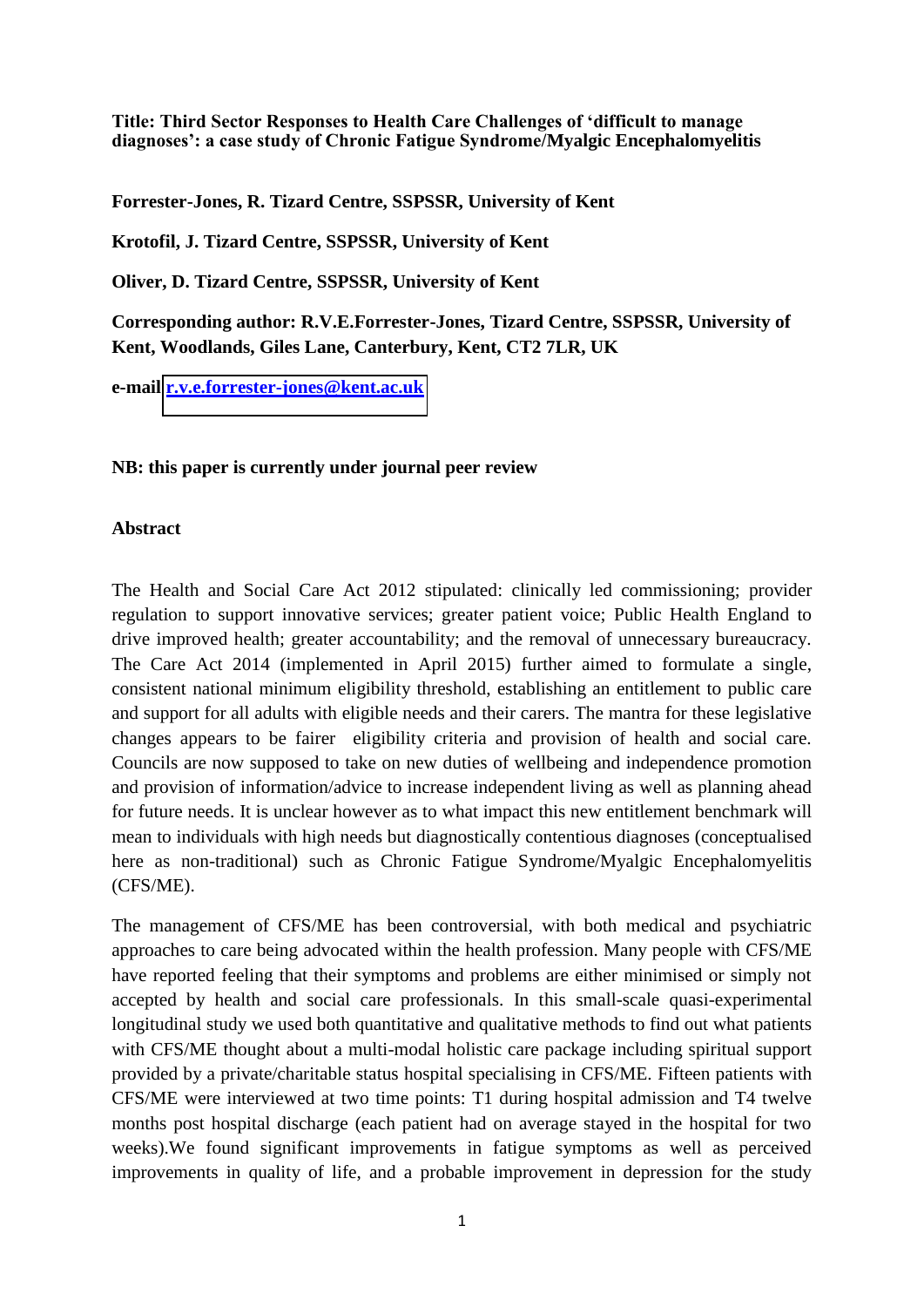**Title: Third Sector Responses to Health Care Challenges of 'difficult to manage diagnoses': a case study of Chronic Fatigue Syndrome/Myalgic Encephalomyelitis**

**Forrester-Jones, R. Tizard Centre, SSPSSR, University of Kent**

**Krotofil, J. Tizard Centre, SSPSSR, University of Kent**

**Oliver, D. Tizard Centre, SSPSSR, University of Kent**

**Corresponding author: R.V.E.Forrester-Jones, Tizard Centre, SSPSSR, University of Kent, Woodlands, Giles Lane, Canterbury, Kent, CT2 7LR, UK**

**e-mail [r.v.e.forrester-jones@kent.ac.uk](mailto:r.v.e.forrester-jones@kent.ac.uk)**

**NB: this paper is currently under journal peer review**

## Abstract

The Health and Social Care Act 2012 stipulated: clinically led commissioning; provider regulation to support innovative services; greater patient voice; Public Health England to drive improved health; greater accountability; and the removal of unnecessary bureaucracy. The Care Act 2014 (implemented in April 2015) further aimed to formulate a single, consistent national minimum eligibility threshold, establishing an entitlement to public care and support for all adults with eligible needs and their carers. The mantra for these legislative changes appears to be fairer eligibility criteria and provision of health and social care. Councils are now supposed to take on new duties of wellbeing and independence promotion and provision of information/advice to increase independent living as well as planning ahead for future needs. It is unclear however as to what impact this new entitlement benchmark will mean to individuals with high needs but diagnostically contentious diagnoses (conceptualised here as non-traditional) such as Chronic Fatigue Syndrome/Myalgic Encephalomyelitis (CFS/ME).

The management of CFS/ME has been controversial, with both medical and psychiatric approaches to care being advocated within the health profession. Many people with CFS/ME have reported feeling that their symptoms and problems are either minimised or simply not accepted by health and social care professionals. In this small-scale quasi-experimental longitudinal study we used both quantitative and qualitative methods to find out what patients with CFS/ME thought about a multi-modal holistic care package including spiritual support provided by a private/charitable status hospital specialising in CFS/ME. Fifteen patients with CFS/ME were interviewed at two time points: T1 during hospital admission and T4 twelve months post hospital discharge (each patient had on average stayed in the hospital for two weeks).We found significant improvements in fatigue symptoms as well as perceived improvements in quality of life, and a probable improvement in depression for the study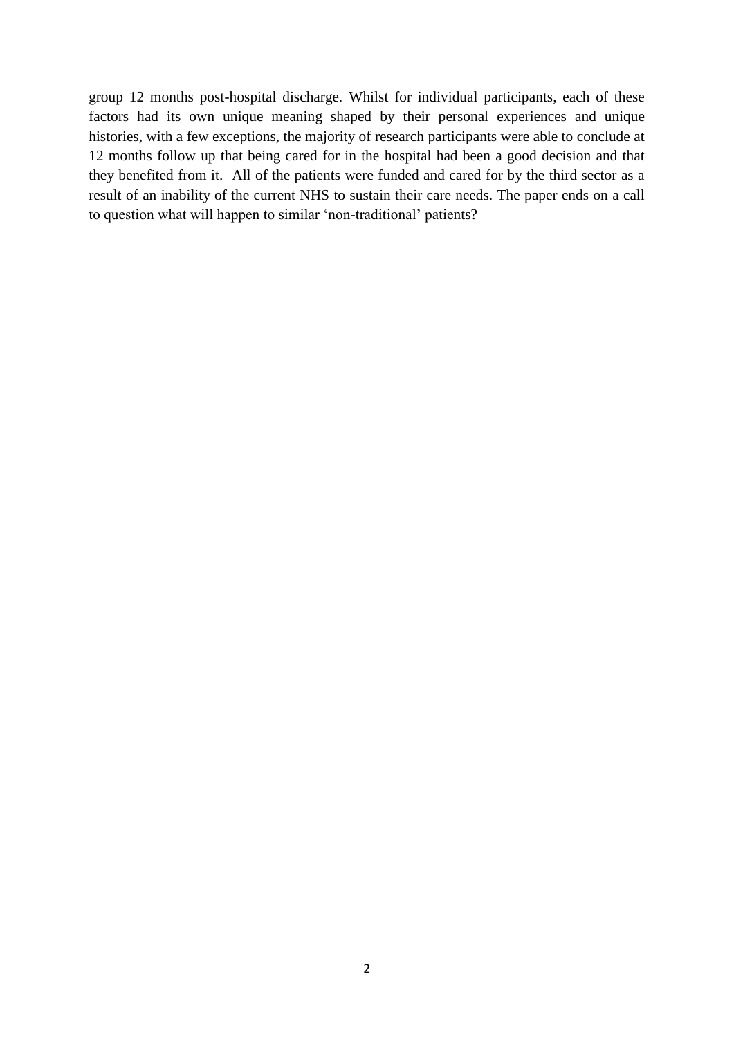group 12 months post-hospital discharge. Whilst for individual participants, each of these factors had its own unique meaning shaped by their personal experiences and unique histories, with a few exceptions, the majority of research participants were able to conclude at 12 months follow up that being cared for in the hospital had been a good decision and that they benefited from it. All of the patients were funded and cared for by the third sector as a result of an inability of the current NHS to sustain their care needs. The paper ends on a call to question what will happen to similar 'non-traditional' patients?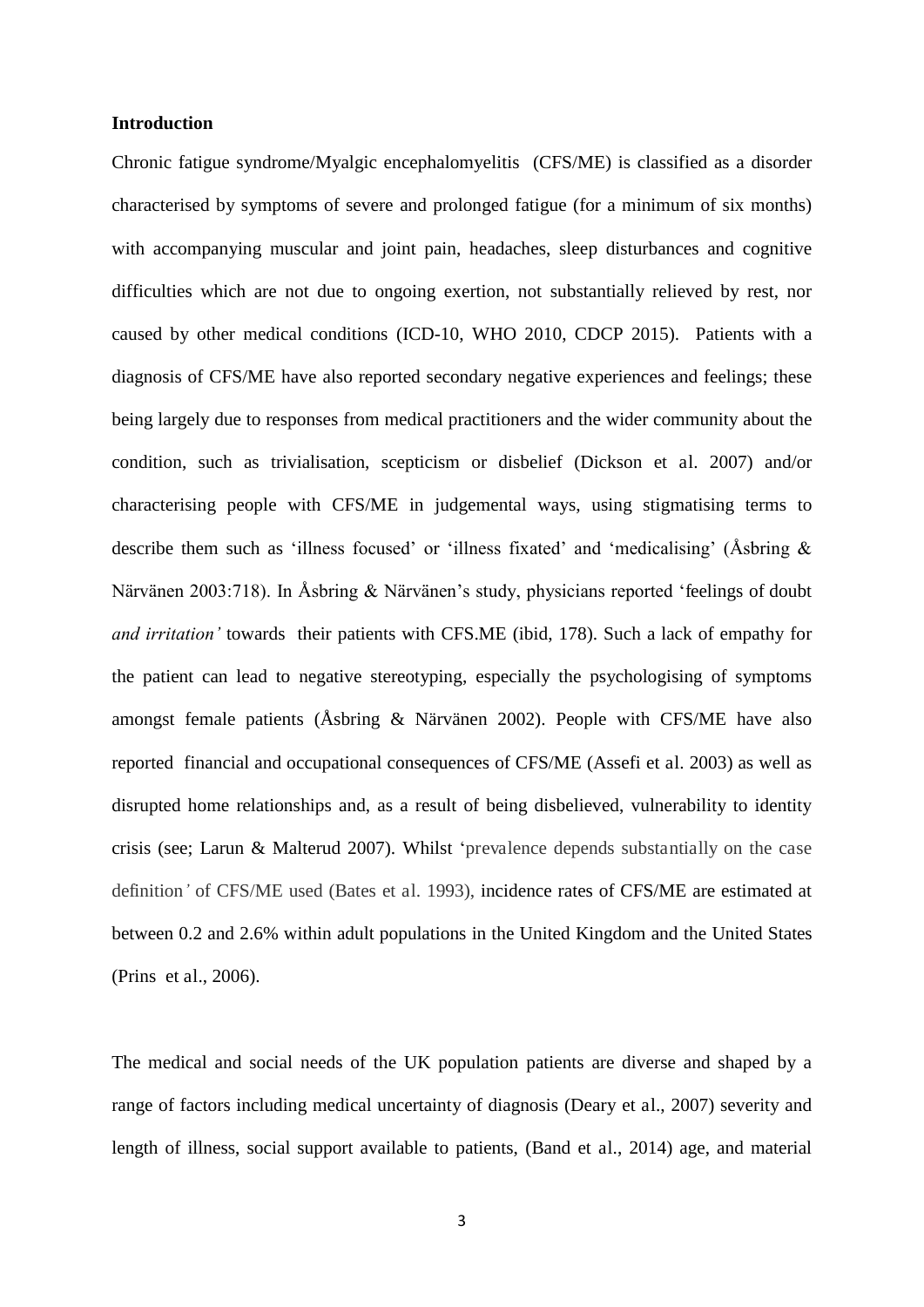**Introduction**

Chronic fatigue syndrome/Myalgic encephalomyelitis (CFS/ME) is classified as a disorder characterised by symptoms of severe and prolonged fatigue (for a minimum of six months) with accompanying muscular and joint pain, headaches, sleep disturbances and cognitive difficulties which are not due to ongoing exertion, not substantially relieved by rest, nor caused by other medical conditions (ICD-10, WHO 2010, CDCP 2015). Patients with a diagnosis of CFS/ME have also reported secondary negative experiences and feelings; these being largely due to responses from medical practitioners and the wider community about the condition, such as trivialisation, scepticism or disbelief (Dickson et al. 2007) and/or characterising people with CFS/ME in judgemental ways, using stigmatising terms to describe them such as 'illness focused' or 'illness fixated' and 'medicalising' (Åsbring & Närvänen 2003:718). In Åsbring & Närvänen's study, physicians reported 'feelings of doubt *and irritation'* towards their patients with CFS.ME (ibid, 178). Such a lack of empathy for the patient can lead to negative stereotyping, especially the psychologising of symptoms amongst female patients (Åsbring & Närvänen 2002). People with CFS/ME have also reported financial and occupational consequences of CFS/ME (Assefi et al. 2003) as well as disrupted home relationships and, as a result of being disbelieved, vulnerability to identity crisis (see; Larun & Malterud 2007). Whilst 'prevalence depends substantially on the case definition' of CFS/ME used (Bates et al. 1993), incidence rates of CFS/ME are estimated at between 0.2 and 2.6% within adult populations in the United Kingdom and the United States (Prins et al., 2006).

The medical and social needs of the UK population patients are diverse and shaped by a range of factors including medical uncertainty of diagnosis (Deary et al., 2007) severity and length of illness, social support available to patients, (Band et al., 2014) age, and material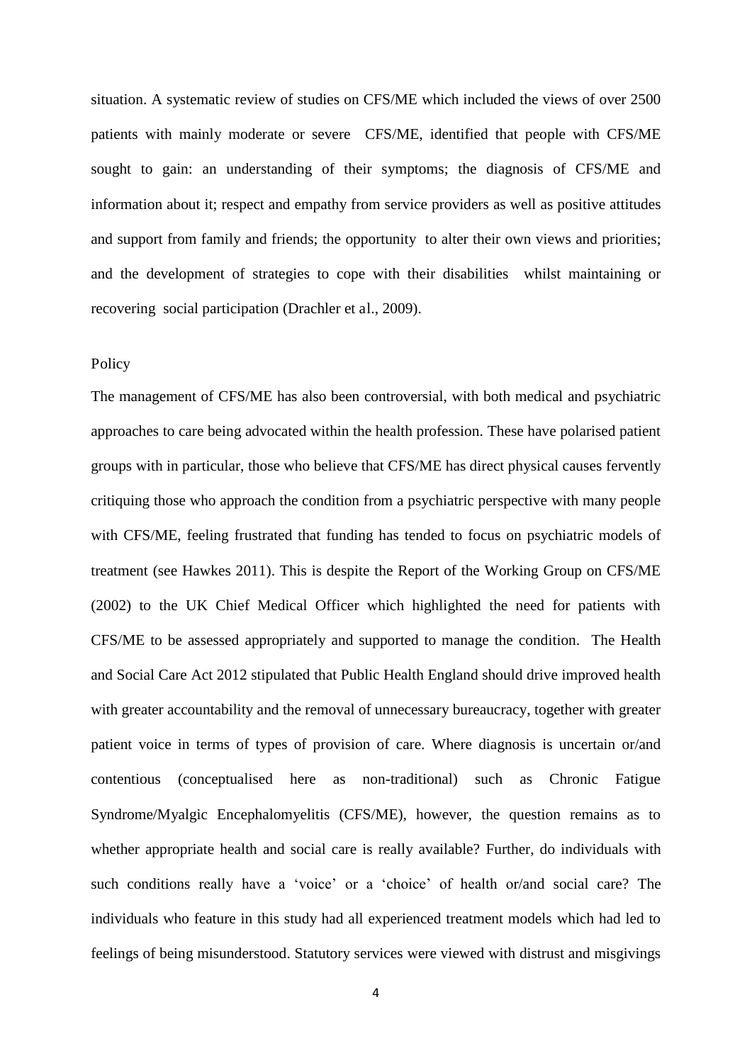situation. A systematic review of studies on CFS/ME which included the views of over 2500 patients with mainly moderate or severe CFS/ME, identified that people with CFS/ME sought to gain: an understanding of their symptoms; the diagnosis of CFS/ME and information about it; respect and empathy from service providers as well as positive attitudes and support from family and friends; the opportunity to alter their own views and priorities; and the development of strategies to cope with their disabilities whilst maintaining or recovering social participation (Drachler et al., 2009).

## Policy

The management of CFS/ME has also been controversial, with both medical and psychiatric approaches to care being advocated within the health profession. These have polarised patient groups with in particular, those who believe that CFS/ME has direct physical causes fervently critiquing those who approach the condition from a psychiatric perspective with many people with CFS/ME, feeling frustrated that funding has tended to focus on psychiatric models of treatment (see Hawkes 2011). This is despite the Report of the Working Group on CFS/ME (2002) to the UK Chief Medical Officer which highlighted the need for patients with CFS/ME to be assessed appropriately and supported to manage the condition. The Health and Social Care Act 2012 stipulated that Public Health England should drive improved health with greater accountability and the removal of unnecessary bureaucracy, together with greater patient voice in terms of types of provision of care. Where diagnosis is uncertain or/and contentious (conceptualised here as non-traditional) such as Chronic Fatigue Syndrome/Myalgic Encephalomyelitis (CFS/ME), however, the question remains as to whether appropriate health and social care is really available? Further, do individuals with such conditions really have a 'voice' or a 'choice' of health or/and social care? The individuals who feature in this study had all experienced treatment models which had led to feelings of being misunderstood. Statutory services were viewed with distrust and misgivings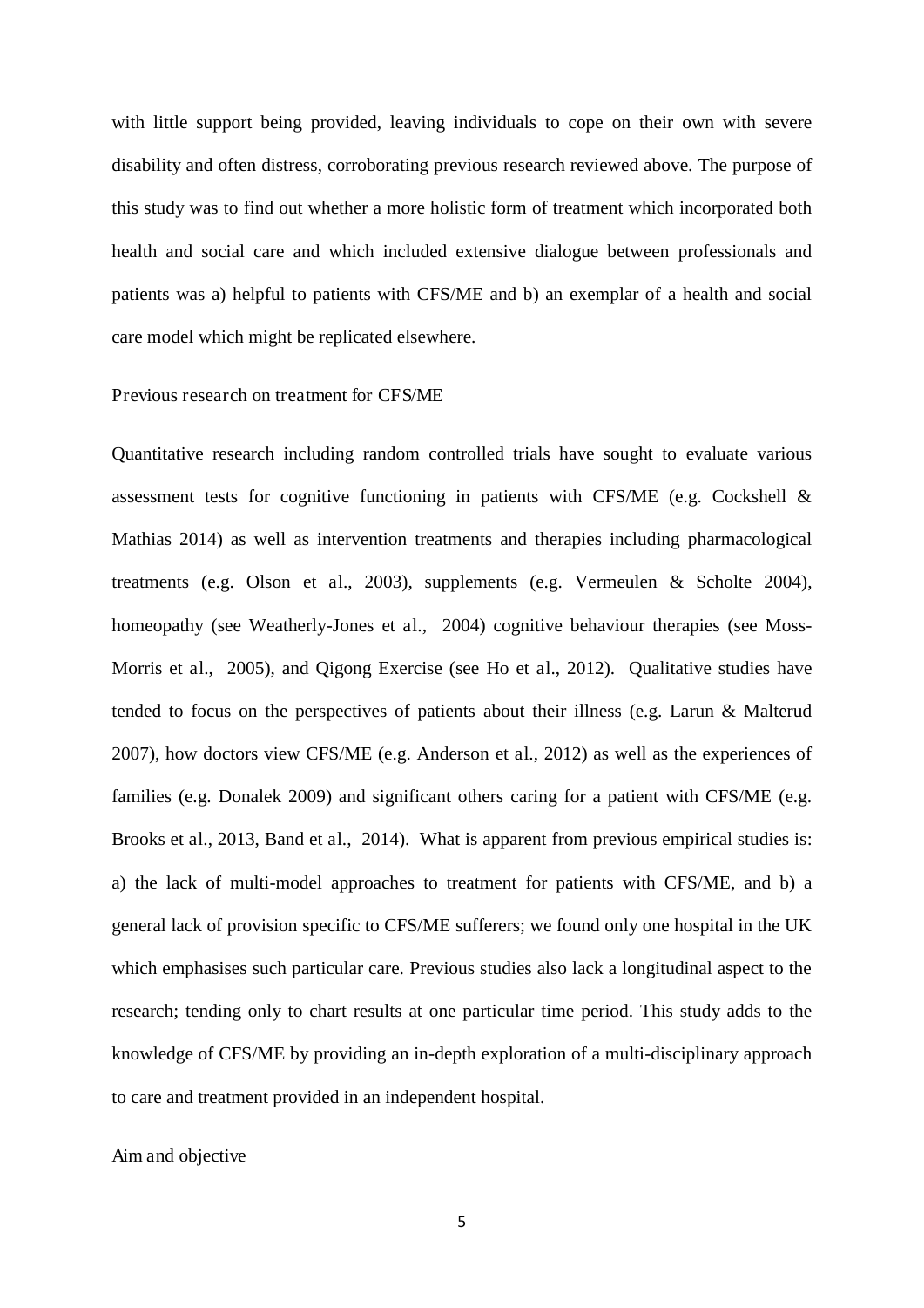with little support being provided, leaving individuals to cope on their own with severe disability and often distress, corroborating previous research reviewed above. The purpose of this study was to find out whether a more holistic form of treatment which incorporated both health and social care and which included extensive dialogue between professionals and patients was a) helpful to patients with CFS/ME and b) an exemplar of a health and social care model which might be replicated elsewhere.

## Previous research on treatment for CFS/ME

Quantitative research including random controlled trials have sought to evaluate various assessment tests for cognitive functioning in patients with CFS/ME (e.g. Cockshell & Mathias 2014) as well as intervention treatments and therapies including pharmacological treatments (e.g. Olson et al., 2003), supplements (e.g. Vermeulen & Scholte 2004), homeopathy (see Weatherly-Jones et al., 2004) cognitive behaviour therapies (see Moss-Morris et al., 2005), and Qigong Exercise (see Ho et al., 2012). Qualitative studies have tended to focus on the perspectives of patients about their illness (e.g. Larun & Malterud 2007), how doctors view CFS/ME (e.g. Anderson et al., 2012) as well as the experiences of families (e.g. Donalek 2009) and significant others caring for a patient with CFS/ME (e.g. Brooks et al., 2013, Band et al., 2014). What is apparent from previous empirical studies is: a) the lack of multi-model approaches to treatment for patients with CFS/ME, and b) a general lack of provision specific to CFS/ME sufferers; we found only one hospital in the UK which emphasises such particular care. Previous studies also lack a longitudinal aspect to the research; tending only to chart results at one particular time period. This study adds to the knowledge of CFS/ME by providing an in-depth exploration of a multi-disciplinary approach to care and treatment provided in an independent hospital.

## Aim and objective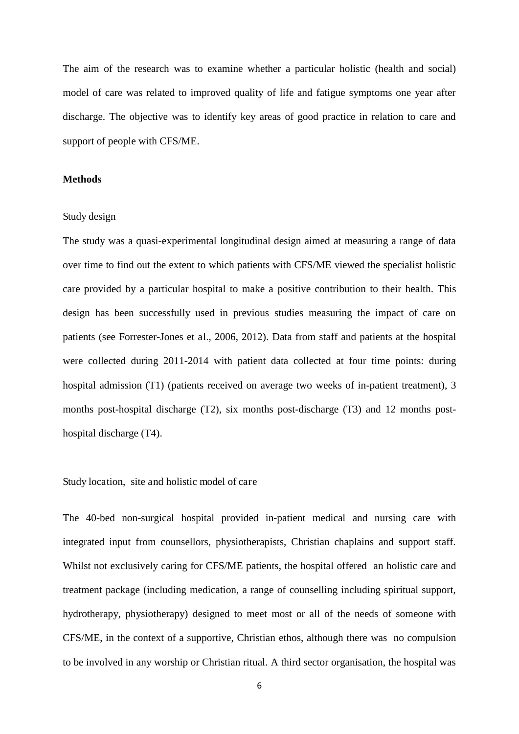The aim of the research was to examine whether a particular holistic (health and social) model of care was related to improved quality of life and fatigue symptoms one year after discharge. The objective was to identify key areas of good practice in relation to care and support of people with CFS/ME.

## Methods

### Study design

The study was a quasi-experimental longitudinal design aimed at measuring a range of data over time to find out the extent to which patients with CFS/ME viewed the specialist holistic care provided by a particular hospital to make a positive contribution to their health. This design has been successfully used in previous studies measuring the impact of care on patients (see Forrester-Jones et al., 2006, 2012). Data from staff and patients at the hospital were collected during 2011-2014 with patient data collected at four time points: during hospital admission (T1) (patients received on average two weeks of in-patient treatment), 3 months post-hospital discharge (T2), six months post-discharge (T3) and 12 months post-hospital discharge (T4).

### Study location, site and holistic model of care

The 40-bed non-surgical hospital provided in-patient medical and nursing care with integrated input from counsellors, physiotherapists, Christian chaplains and support staff. Whilst not exclusively caring for CFS/ME patients, the hospital offered an holistic care and treatment package (including medication, a range of counselling including spiritual support, hydrotherapy, physiotherapy) designed to meet most or all of the needs of someone with CFS/ME, in the context of a supportive, Christian ethos, although there was no compulsion to be involved in any worship or Christian ritual. A third sector organisation, the hospital was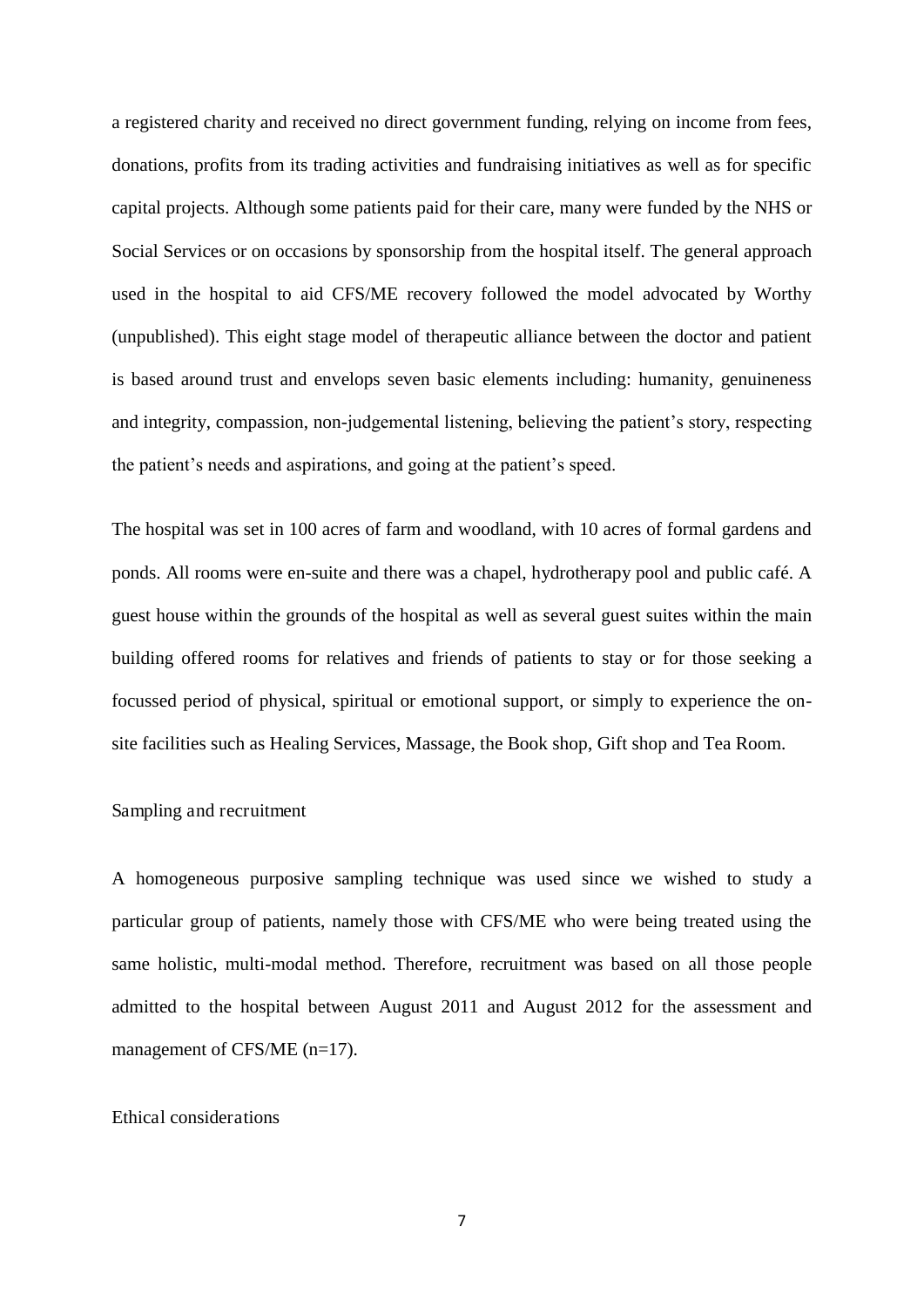a registered charity and received no direct government funding, relying on income from fees, donations, profits from its trading activities and fundraising initiatives as well as for specific capital projects. Although some patients paid for their care, many were funded by the NHS or Social Services or on occasions by sponsorship from the hospital itself. The general approach used in the hospital to aid CFS/ME recovery followed the model advocated by Worthy (unpublished). This eight stage model of therapeutic alliance between the doctor and patient is based around trust and envelops seven basic elements including: humanity, genuineness and integrity, compassion, non-judgemental listening, believing the patient's story, respecting the patient's needs and aspirations, and going at the patient's speed.

The hospital was set in 100 acres of farm and woodland, with 10 acres of formal gardens and ponds. All rooms were en-suite and there was a chapel, hydrotherapy pool and public café. A guest house within the grounds of the hospital as well as several guest suites within the main building offered rooms for relatives and friends of patients to stay or for those seeking a focussed period of physical, spiritual or emotional support, or simply to experience the on-site facilities such as Healing Services, Massage, the Book shop, Gift shop and Tea Room.

## Sampling and recruitment

A homogeneous purposive sampling technique was used since we wished to study a particular group of patients, namely those with CFS/ME who were being treated using the same holistic, multi-modal method. Therefore, recruitment was based on all those people admitted to the hospital between August 2011 and August 2012 for the assessment and management of CFS/ME (n=17).

## Ethical considerations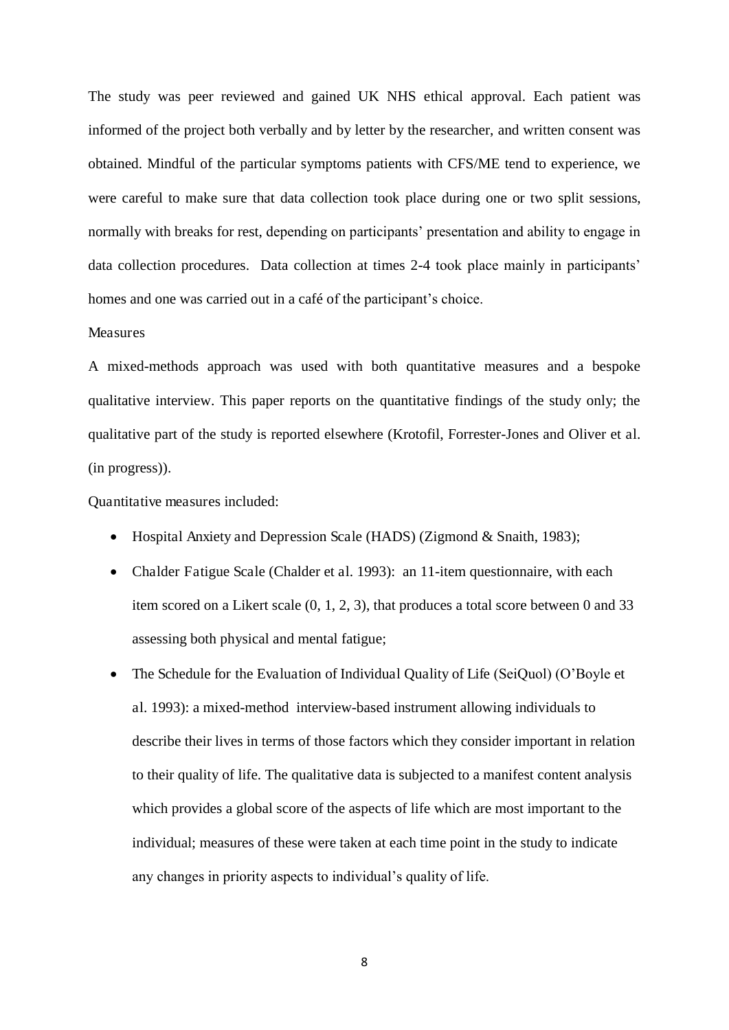The study was peer reviewed and gained UK NHS ethical approval. Each patient was informed of the project both verbally and by letter by the researcher, and written consent was obtained. Mindful of the particular symptoms patients with CFS/ME tend to experience, we were careful to make sure that data collection took place during one or two split sessions, normally with breaks for rest, depending on participants' presentation and ability to engage in data collection procedures. Data collection at times 2-4 took place mainly in participants' homes and one was carried out in a café of the participant's choice.

## Measures

A mixed-methods approach was used with both quantitative measures and a bespoke qualitative interview. This paper reports on the quantitative findings of the study only; the qualitative part of the study is reported elsewhere (Krotofil, Forrester-Jones and Oliver et al. (in progress)).

Quantitative measures included:

- Hospital Anxiety and Depression Scale (HADS) (Zigmond & Snaith, 1983);
- Chalder Fatigue Scale (Chalder et al. 1993): an 11-item questionnaire, with each item scored on a Likert scale (0, 1, 2, 3), that produces a total score between 0 and 33 assessing both physical and mental fatigue;
- The Schedule for the Evaluation of Individual Quality of Life (SeiQuol) (O'Boyle et al. 1993): a mixed-method interview-based instrument allowing individuals to describe their lives in terms of those factors which they consider important in relation to their quality of life. The qualitative data is subjected to a manifest content analysis which provides a global score of the aspects of life which are most important to the individual; measures of these were taken at each time point in the study to indicate any changes in priority aspects to individual's quality of life.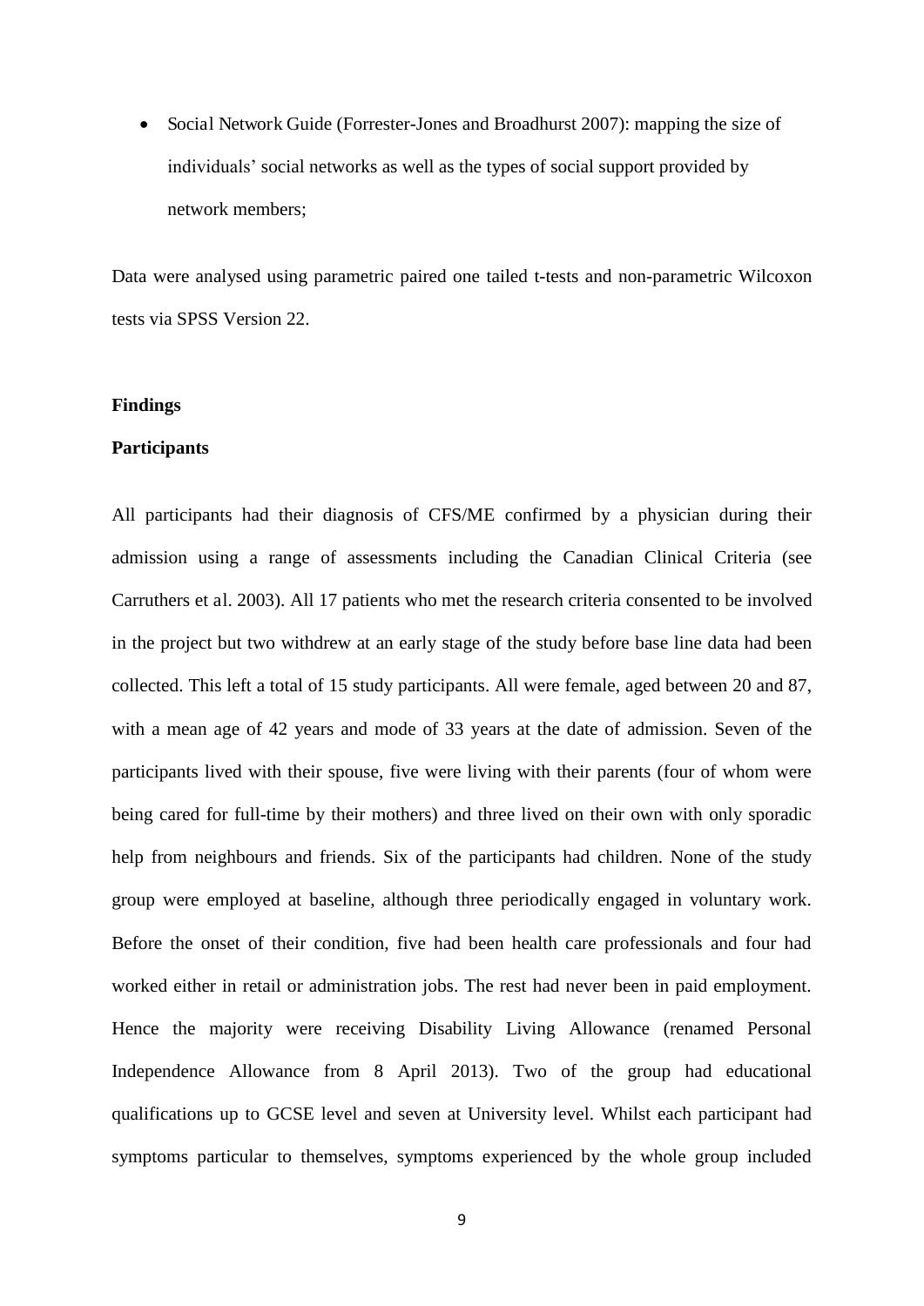- Social Network Guide (Forrester-Jones and Broadhurst 2007): mapping the size of individuals' social networks as well as the types of social support provided by network members;

Data were analysed using parametric paired one tailed t-tests and non-parametric Wilcoxon tests via SPSS Version 22.

**Findings**

**Participants**

All participants had their diagnosis of CFS/ME confirmed by a physician during their admission using a range of assessments including the Canadian Clinical Criteria (see Carruthers et al. 2003). All 17 patients who met the research criteria consented to be involved in the project but two withdrew at an early stage of the study before base line data had been collected. This left a total of 15 study participants. All were female, aged between 20 and 87, with a mean age of 42 years and mode of 33 years at the date of admission. Seven of the participants lived with their spouse, five were living with their parents (four of whom were being cared for full-time by their mothers) and three lived on their own with only sporadic help from neighbours and friends. Six of the participants had children. None of the study group were employed at baseline, although three periodically engaged in voluntary work. Before the onset of their condition, five had been health care professionals and four had worked either in retail or administration jobs. The rest had never been in paid employment. Hence the majority were receiving Disability Living Allowance (renamed Personal Independence Allowance from 8 April 2013). Two of the group had educational qualifications up to GCSE level and seven at University level. Whilst each participant had symptoms particular to themselves, symptoms experienced by the whole group included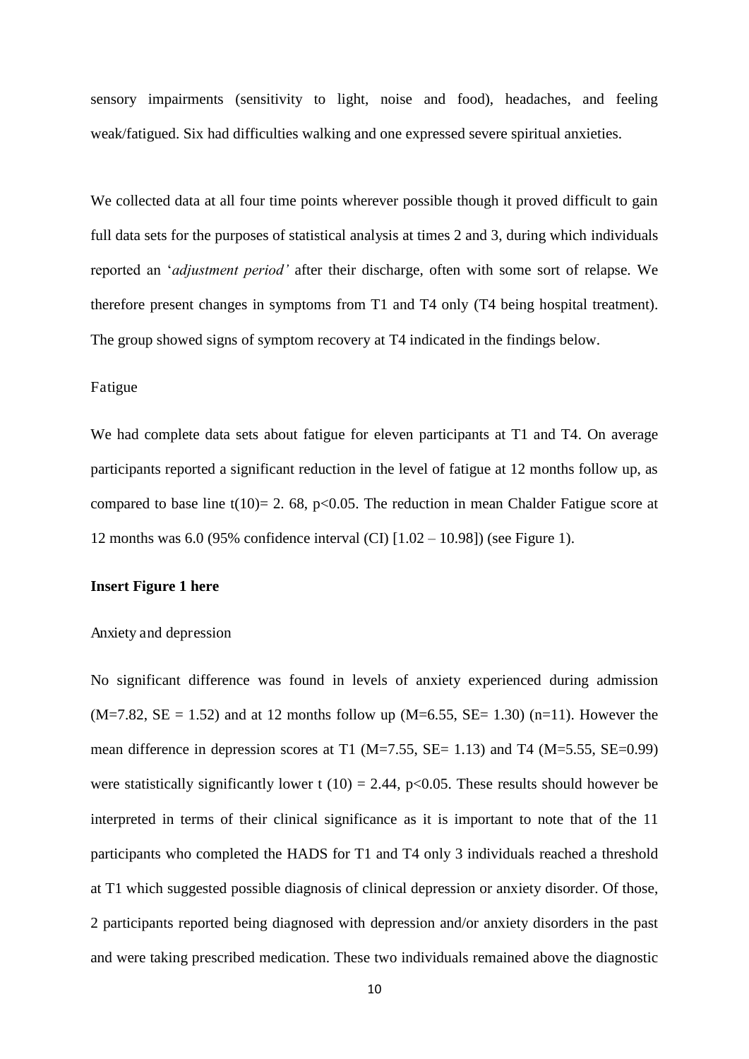sensory impairments (sensitivity to light, noise and food), headaches, and feeling weak/fatigued. Six had difficulties walking and one expressed severe spiritual anxieties.

We collected data at all four time points wherever possible though it proved difficult to gain full data sets for the purposes of statistical analysis at times 2 and 3, during which individuals reported an '*adjustment period'* after their discharge, often with some sort of relapse. We therefore present changes in symptoms from T1 and T4 only (T4 being hospital treatment). The group showed signs of symptom recovery at T4 indicated in the findings below.

### Fatigue

We had complete data sets about fatigue for eleven participants at T1 and T4. On average participants reported a significant reduction in the level of fatigue at 12 months follow up, as compared to base line $t(10)= 2.68$, $p<0.05$. The reduction in mean Chalder Fatigue score at 12 months was 6.0 (95% confidence interval (CI) [1.02 – 10.98]) (see Figure 1).

**Insert Figure 1 here**

### Anxiety and depression

No significant difference was found in levels of anxiety experienced during admission ($M=7.82$, $SE = 1.52$) and at 12 months follow up ($M=6.55$, $SE= 1.30$) ($n=11$). However the mean difference in depression scores at T1 ($M=7.55$, $SE= 1.13$) and T4 ($M=5.55$, $SE=0.99$) were statistically significantly lower $t(10) = 2.44$, $p<0.05$. These results should however be interpreted in terms of their clinical significance as it is important to note that of the 11 participants who completed the HADS for T1 and T4 only 3 individuals reached a threshold at T1 which suggested possible diagnosis of clinical depression or anxiety disorder. Of those, 2 participants reported being diagnosed with depression and/or anxiety disorders in the past and were taking prescribed medication. These two individuals remained above the diagnostic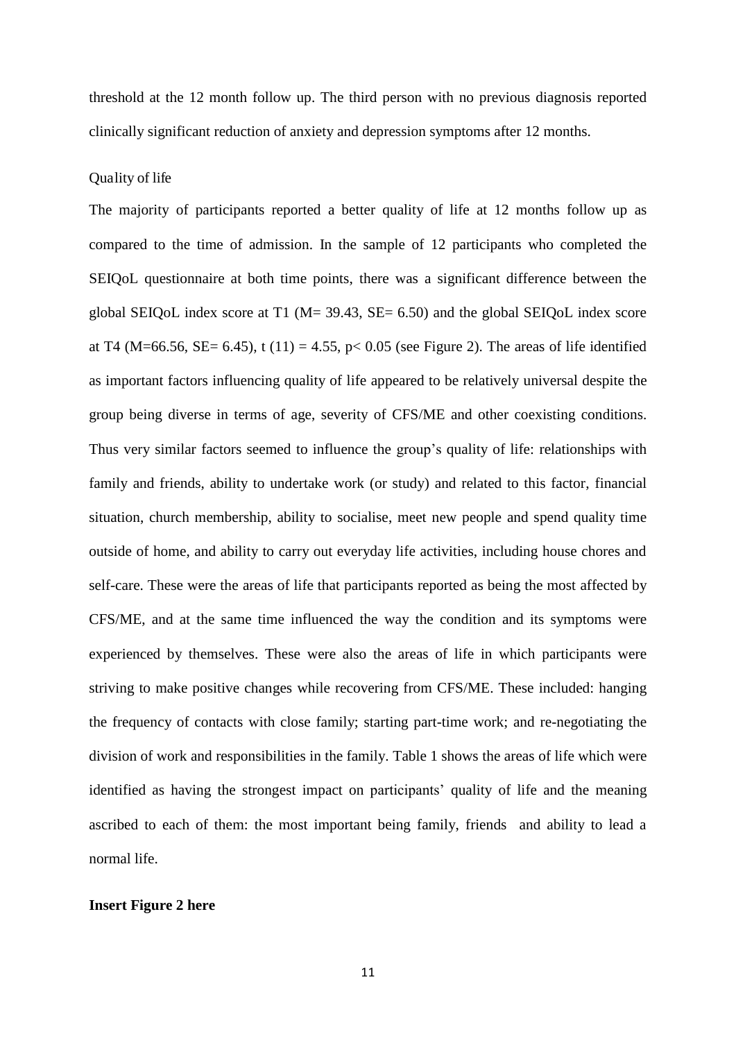threshold at the 12 month follow up. The third person with no previous diagnosis reported clinically significant reduction of anxiety and depression symptoms after 12 months.

### Quality of life

The majority of participants reported a better quality of life at 12 months follow up as compared to the time of admission. In the sample of 12 participants who completed the SEIQoL questionnaire at both time points, there was a significant difference between the global SEIQoL index score at T1 (M= 39.43, SE= 6.50) and the global SEIQoL index score at T4 (M=66.56, SE= 6.45), $t\ (11) = 4.55$, $p < 0.05$ (see Figure 2). The areas of life identified as important factors influencing quality of life appeared to be relatively universal despite the group being diverse in terms of age, severity of CFS/ME and other coexisting conditions. Thus very similar factors seemed to influence the group's quality of life: relationships with family and friends, ability to undertake work (or study) and related to this factor, financial situation, church membership, ability to socialise, meet new people and spend quality time outside of home, and ability to carry out everyday life activities, including house chores and self-care. These were the areas of life that participants reported as being the most affected by CFS/ME, and at the same time influenced the way the condition and its symptoms were experienced by themselves. These were also the areas of life in which participants were striving to make positive changes while recovering from CFS/ME. These included: hanging the frequency of contacts with close family; starting part-time work; and re-negotiating the division of work and responsibilities in the family. Table 1 shows the areas of life which were identified as having the strongest impact on participants' quality of life and the meaning ascribed to each of them: the most important being family, friends and ability to lead a normal life.

**Insert Figure 2 here**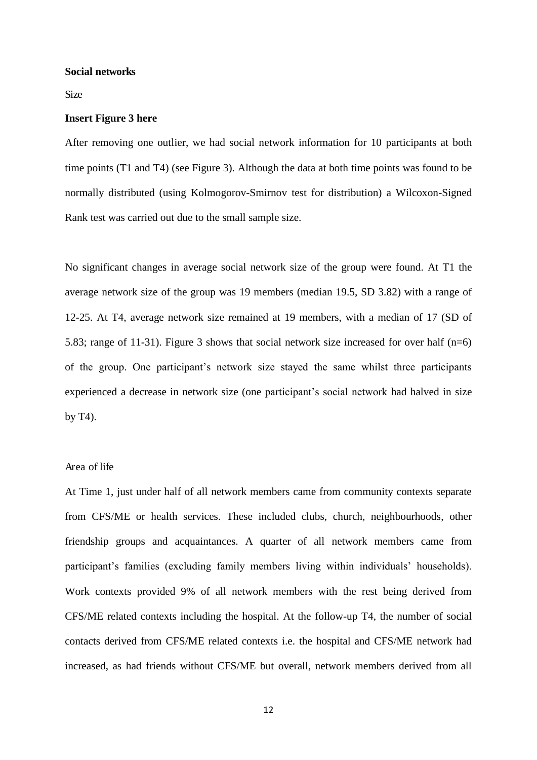**Social networks**

Size

**Insert Figure 3 here**

After removing one outlier, we had social network information for 10 participants at both time points (T1 and T4) (see Figure 3). Although the data at both time points was found to be normally distributed (using Kolmogorov-Smirnov test for distribution) a Wilcoxon-Signed Rank test was carried out due to the small sample size.

No significant changes in average social network size of the group were found. At T1 the average network size of the group was 19 members (median 19.5, SD 3.82) with a range of 12-25. At T4, average network size remained at 19 members, with a median of 17 (SD of 5.83; range of 11-31). Figure 3 shows that social network size increased for over half (n=6) of the group. One participant's network size stayed the same whilst three participants experienced a decrease in network size (one participant's social network had halved in size by T4).

Area of life

At Time 1, just under half of all network members came from community contexts separate from CFS/ME or health services. These included clubs, church, neighbourhoods, other friendship groups and acquaintances. A quarter of all network members came from participant's families (excluding family members living within individuals' households). Work contexts provided 9% of all network members with the rest being derived from CFS/ME related contexts including the hospital. At the follow-up T4, the number of social contacts derived from CFS/ME related contexts i.e. the hospital and CFS/ME network had increased, as had friends without CFS/ME but overall, network members derived from all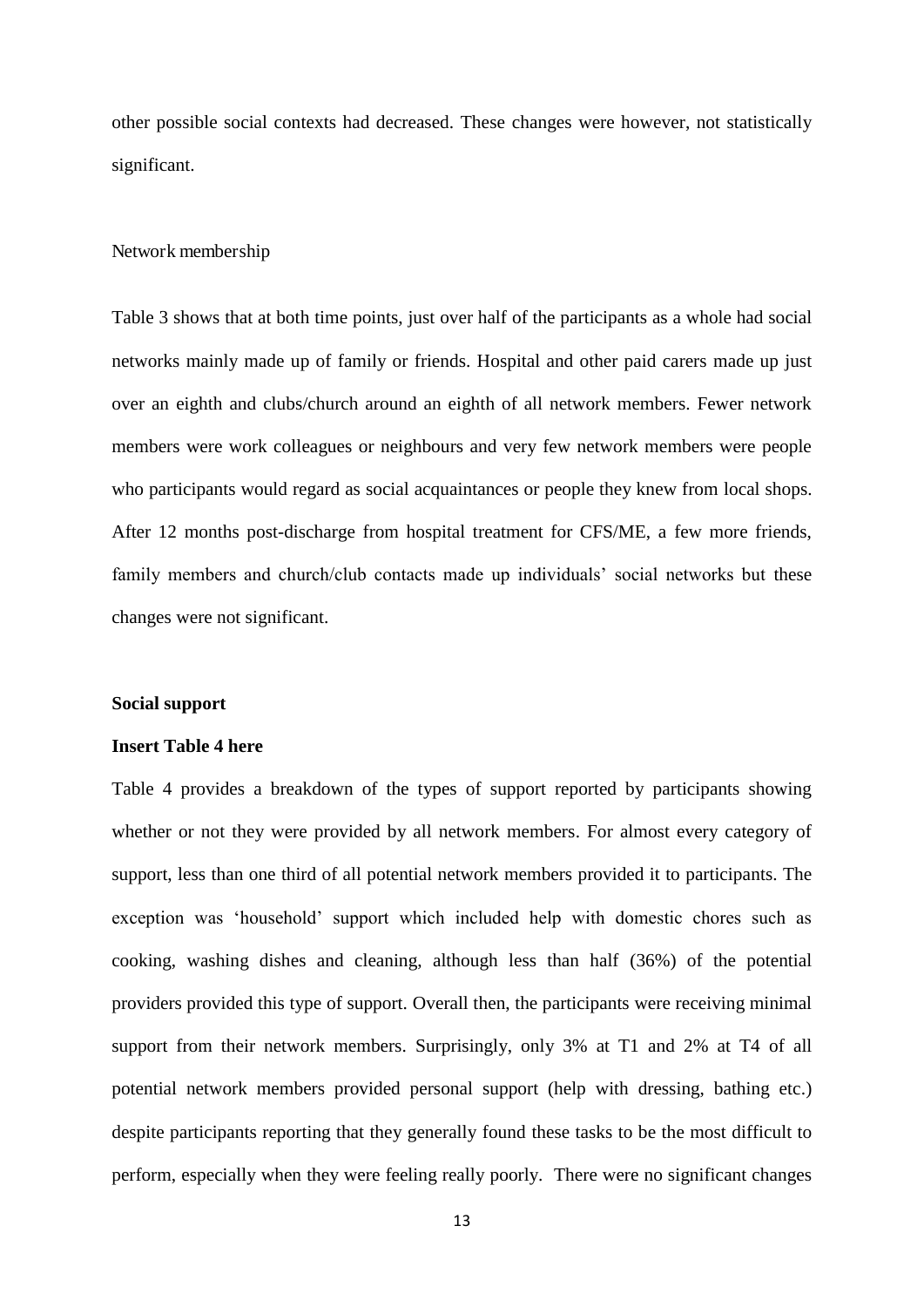other possible social contexts had decreased. These changes were however, not statistically significant.

Network membership

Table 3 shows that at both time points, just over half of the participants as a whole had social networks mainly made up of family or friends. Hospital and other paid carers made up just over an eighth and clubs/church around an eighth of all network members. Fewer network members were work colleagues or neighbours and very few network members were people who participants would regard as social acquaintances or people they knew from local shops. After 12 months post-discharge from hospital treatment for CFS/ME, a few more friends, family members and church/club contacts made up individuals' social networks but these changes were not significant.

**Social support**

**Insert Table 4 here**

Table 4 provides a breakdown of the types of support reported by participants showing whether or not they were provided by all network members. For almost every category of support, less than one third of all potential network members provided it to participants. The exception was 'household' support which included help with domestic chores such as cooking, washing dishes and cleaning, although less than half (36%) of the potential providers provided this type of support. Overall then, the participants were receiving minimal support from their network members. Surprisingly, only 3% at T1 and 2% at T4 of all potential network members provided personal support (help with dressing, bathing etc.) despite participants reporting that they generally found these tasks to be the most difficult to perform, especially when they were feeling really poorly. There were no significant changes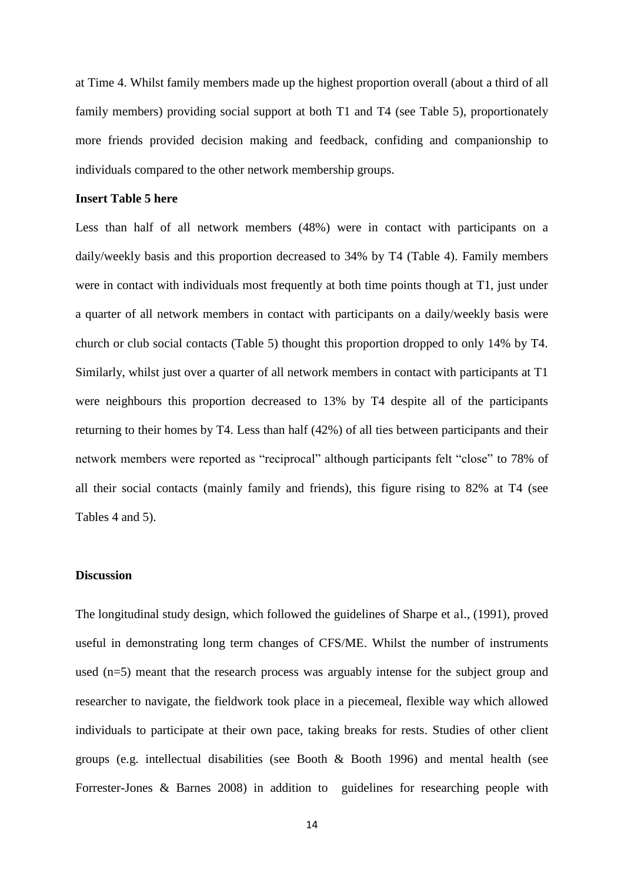at Time 4. Whilst family members made up the highest proportion overall (about a third of all family members) providing social support at both T1 and T4 (see Table 5), proportionately more friends provided decision making and feedback, confiding and companionship to individuals compared to the other network membership groups.

**Insert Table 5 here**

Less than half of all network members (48%) were in contact with participants on a daily/weekly basis and this proportion decreased to 34% by T4 (Table 4). Family members were in contact with individuals most frequently at both time points though at T1, just under a quarter of all network members in contact with participants on a daily/weekly basis were church or club social contacts (Table 5) thought this proportion dropped to only 14% by T4. Similarly, whilst just over a quarter of all network members in contact with participants at T1 were neighbours this proportion decreased to 13% by T4 despite all of the participants returning to their homes by T4. Less than half (42%) of all ties between participants and their network members were reported as "reciprocal" although participants felt "close" to 78% of all their social contacts (mainly family and friends), this figure rising to 82% at T4 (see Tables 4 and 5).

## Discussion

The longitudinal study design, which followed the guidelines of Sharpe et al., (1991), proved useful in demonstrating long term changes of CFS/ME. Whilst the number of instruments used (n=5) meant that the research process was arguably intense for the subject group and researcher to navigate, the fieldwork took place in a piecemeal, flexible way which allowed individuals to participate at their own pace, taking breaks for rests. Studies of other client groups (e.g. intellectual disabilities (see Booth & Booth 1996) and mental health (see Forrester-Jones & Barnes 2008) in addition to guidelines for researching people with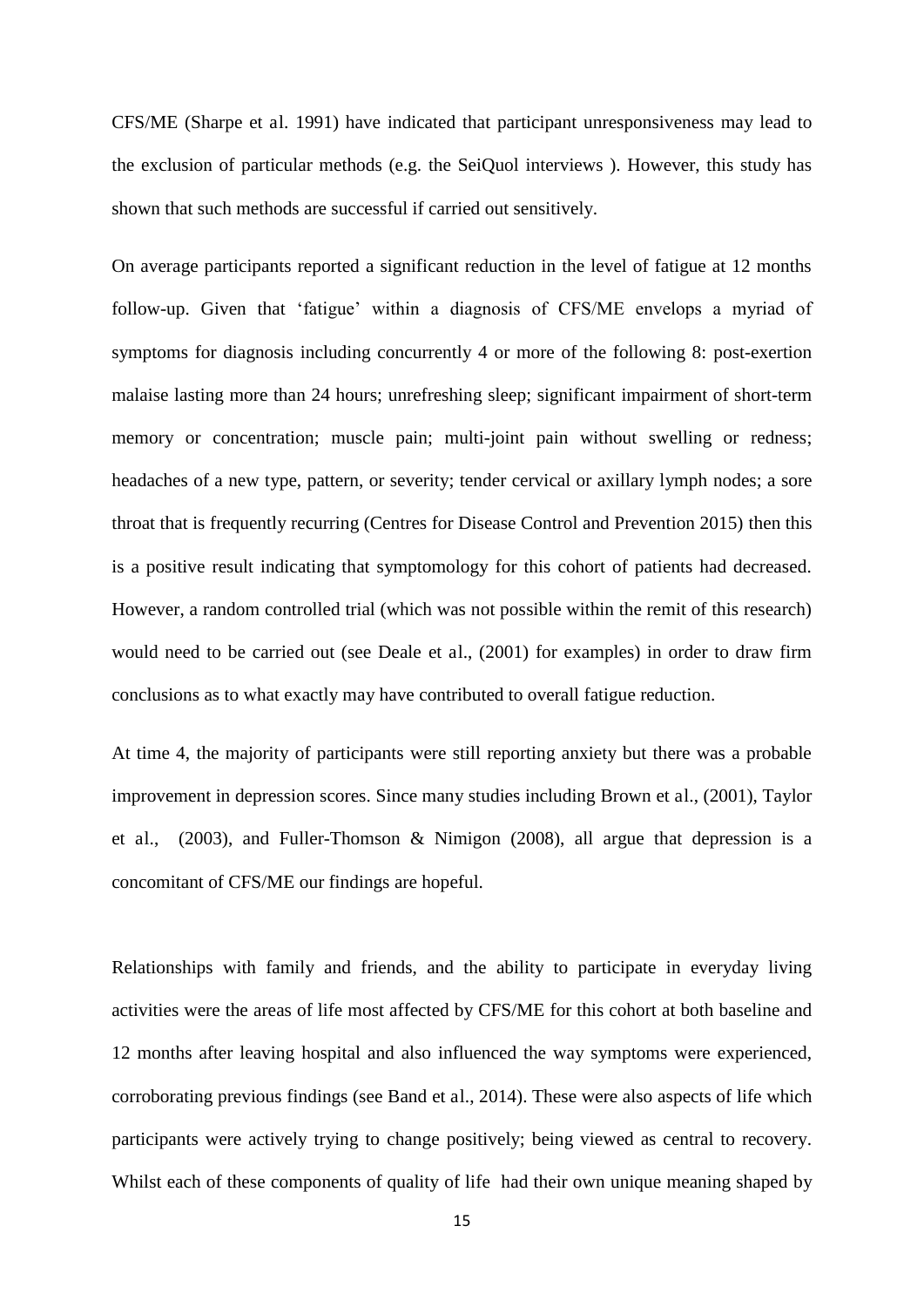CFS/ME (Sharpe et al. 1991) have indicated that participant unresponsiveness may lead to the exclusion of particular methods (e.g. the SeiQuol interviews ). However, this study has shown that such methods are successful if carried out sensitively.

On average participants reported a significant reduction in the level of fatigue at 12 months follow-up. Given that 'fatigue' within a diagnosis of CFS/ME envelops a myriad of symptoms for diagnosis including concurrently 4 or more of the following 8: post-exertion malaise lasting more than 24 hours; unrefreshing sleep; significant impairment of short-term memory or concentration; muscle pain; multi-joint pain without swelling or redness; headaches of a new type, pattern, or severity; tender cervical or axillary lymph nodes; a sore throat that is frequently recurring (Centres for Disease Control and Prevention 2015) then this is a positive result indicating that symptomology for this cohort of patients had decreased. However, a random controlled trial (which was not possible within the remit of this research) would need to be carried out (see Deale et al., (2001) for examples) in order to draw firm conclusions as to what exactly may have contributed to overall fatigue reduction.

At time 4, the majority of participants were still reporting anxiety but there was a probable improvement in depression scores. Since many studies including Brown et al., (2001), Taylor et al., (2003), and Fuller-Thomson & Nimigon (2008), all argue that depression is a concomitant of CFS/ME our findings are hopeful.

Relationships with family and friends, and the ability to participate in everyday living activities were the areas of life most affected by CFS/ME for this cohort at both baseline and 12 months after leaving hospital and also influenced the way symptoms were experienced, corroborating previous findings (see Band et al., 2014). These were also aspects of life which participants were actively trying to change positively; being viewed as central to recovery. Whilst each of these components of quality of life had their own unique meaning shaped by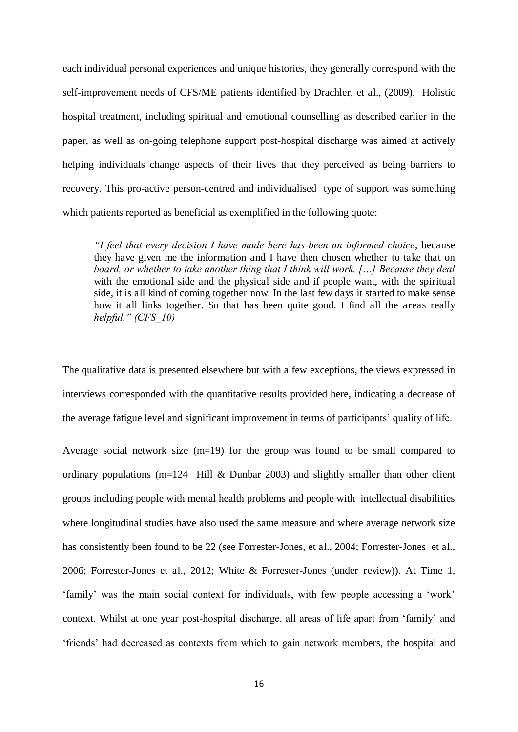each individual personal experiences and unique histories, they generally correspond with the self-improvement needs of CFS/ME patients identified by Drachler, et al., (2009). Holistic hospital treatment, including spiritual and emotional counselling as described earlier in the paper, as well as on-going telephone support post-hospital discharge was aimed at actively helping individuals change aspects of their lives that they perceived as being barriers to recovery. This pro-active person-centred and individualised type of support was something which patients reported as beneficial as exemplified in the following quote:

> *"I feel that every decision I have made here has been an informed choice*, because they have given me the information and I have then chosen whether to take that on *board, or whether to take another thing that I think will work. […] Because they deal* with the emotional side and the physical side and if people want, with the spiritual side, it is all kind of coming together now. In the last few days it started to make sense how it all links together. So that has been quite good. I find all the areas really *helpful." (CFS_10)*

The qualitative data is presented elsewhere but with a few exceptions, the views expressed in interviews corresponded with the quantitative results provided here, indicating a decrease of the average fatigue level and significant improvement in terms of participants' quality of life.

Average social network size (m=19) for the group was found to be small compared to ordinary populations (m=124 Hill & Dunbar 2003) and slightly smaller than other client groups including people with mental health problems and people with intellectual disabilities where longitudinal studies have also used the same measure and where average network size has consistently been found to be 22 (see Forrester-Jones, et al., 2004; Forrester-Jones et al., 2006; Forrester-Jones et al., 2012; White & Forrester-Jones (under review)). At Time 1, 'family' was the main social context for individuals, with few people accessing a 'work' context. Whilst at one year post-hospital discharge, all areas of life apart from 'family' and 'friends' had decreased as contexts from which to gain network members, the hospital and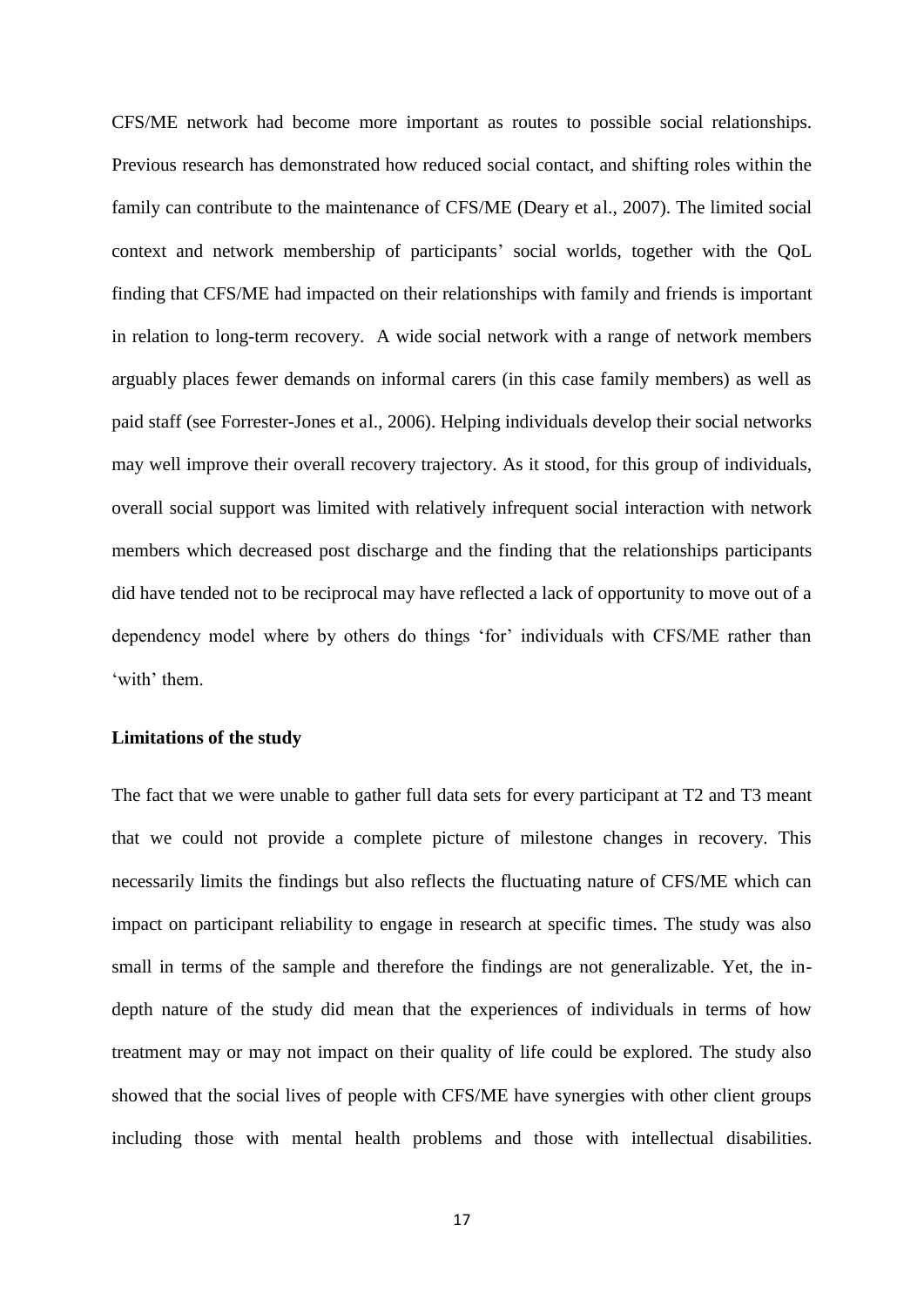CFS/ME network had become more important as routes to possible social relationships. Previous research has demonstrated how reduced social contact, and shifting roles within the family can contribute to the maintenance of CFS/ME (Deary et al., 2007). The limited social context and network membership of participants' social worlds, together with the QoL finding that CFS/ME had impacted on their relationships with family and friends is important in relation to long-term recovery. A wide social network with a range of network members arguably places fewer demands on informal carers (in this case family members) as well as paid staff (see Forrester-Jones et al., 2006). Helping individuals develop their social networks may well improve their overall recovery trajectory. As it stood, for this group of individuals, overall social support was limited with relatively infrequent social interaction with network members which decreased post discharge and the finding that the relationships participants did have tended not to be reciprocal may have reflected a lack of opportunity to move out of a dependency model where by others do things 'for' individuals with CFS/ME rather than 'with' them.

**Limitations of the study**

The fact that we were unable to gather full data sets for every participant at T2 and T3 meant that we could not provide a complete picture of milestone changes in recovery. This necessarily limits the findings but also reflects the fluctuating nature of CFS/ME which can impact on participant reliability to engage in research at specific times. The study was also small in terms of the sample and therefore the findings are not generalizable. Yet, the in-depth nature of the study did mean that the experiences of individuals in terms of how treatment may or may not impact on their quality of life could be explored. The study also showed that the social lives of people with CFS/ME have synergies with other client groups including those with mental health problems and those with intellectual disabilities.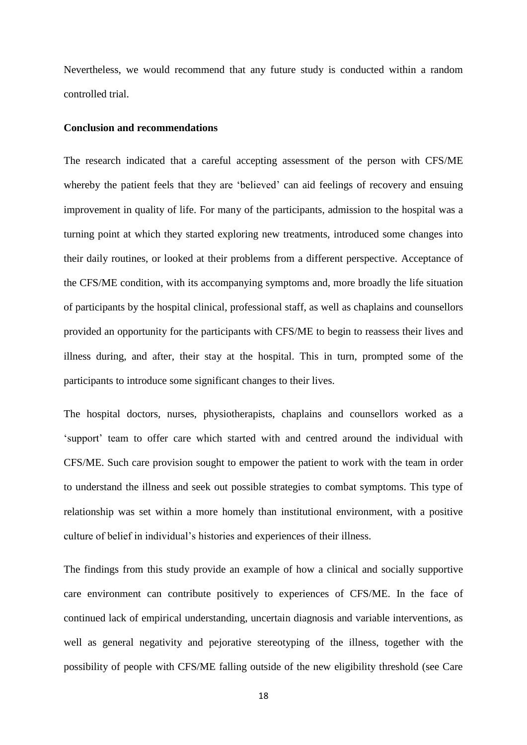Nevertheless, we would recommend that any future study is conducted within a random controlled trial.

**Conclusion and recommendations**

The research indicated that a careful accepting assessment of the person with CFS/ME whereby the patient feels that they are 'believed' can aid feelings of recovery and ensuing improvement in quality of life. For many of the participants, admission to the hospital was a turning point at which they started exploring new treatments, introduced some changes into their daily routines, or looked at their problems from a different perspective. Acceptance of the CFS/ME condition, with its accompanying symptoms and, more broadly the life situation of participants by the hospital clinical, professional staff, as well as chaplains and counsellors provided an opportunity for the participants with CFS/ME to begin to reassess their lives and illness during, and after, their stay at the hospital. This in turn, prompted some of the participants to introduce some significant changes to their lives.

The hospital doctors, nurses, physiotherapists, chaplains and counsellors worked as a 'support' team to offer care which started with and centred around the individual with CFS/ME. Such care provision sought to empower the patient to work with the team in order to understand the illness and seek out possible strategies to combat symptoms. This type of relationship was set within a more homely than institutional environment, with a positive culture of belief in individual's histories and experiences of their illness.

The findings from this study provide an example of how a clinical and socially supportive care environment can contribute positively to experiences of CFS/ME. In the face of continued lack of empirical understanding, uncertain diagnosis and variable interventions, as well as general negativity and pejorative stereotyping of the illness, together with the possibility of people with CFS/ME falling outside of the new eligibility threshold (see Care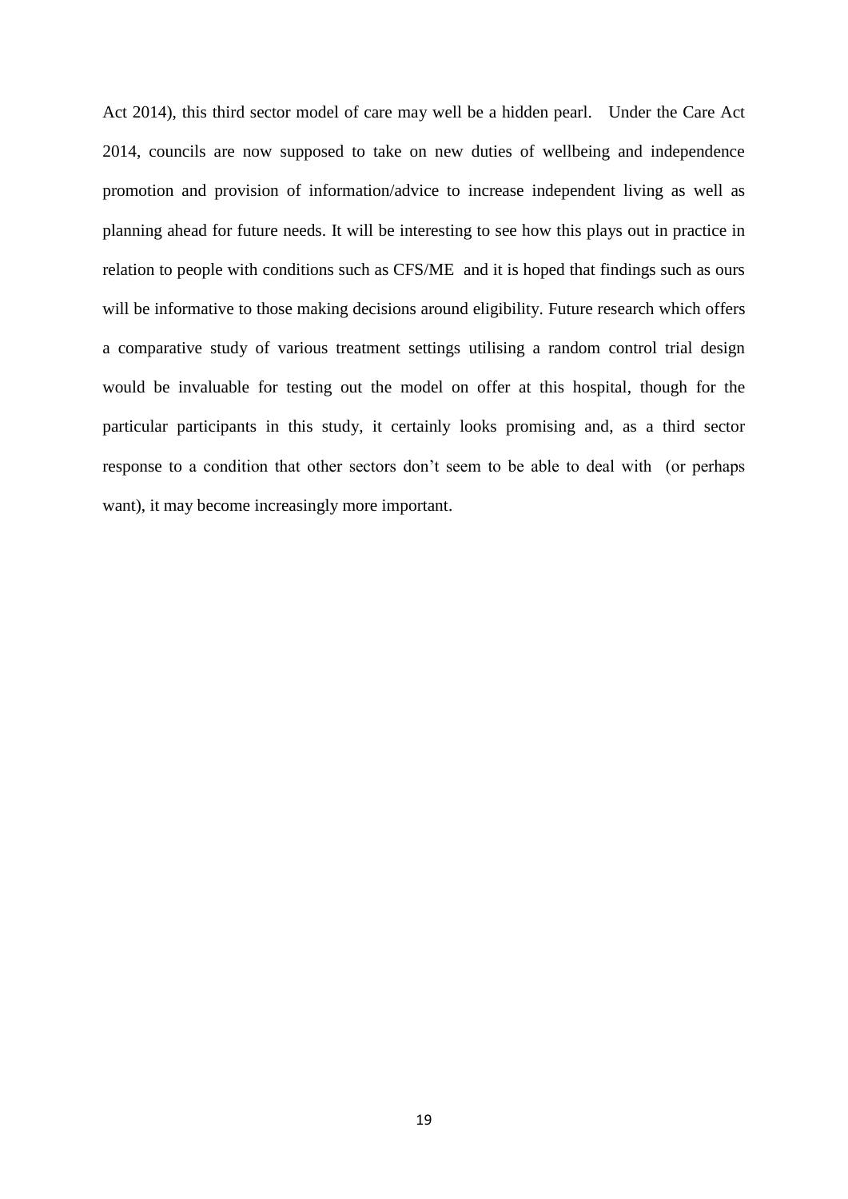Act 2014), this third sector model of care may well be a hidden pearl. Under the Care Act 2014, councils are now supposed to take on new duties of wellbeing and independence promotion and provision of information/advice to increase independent living as well as planning ahead for future needs. It will be interesting to see how this plays out in practice in relation to people with conditions such as CFS/ME and it is hoped that findings such as ours will be informative to those making decisions around eligibility. Future research which offers a comparative study of various treatment settings utilising a random control trial design would be invaluable for testing out the model on offer at this hospital, though for the particular participants in this study, it certainly looks promising and, as a third sector response to a condition that other sectors don't seem to be able to deal with (or perhaps want), it may become increasingly more important.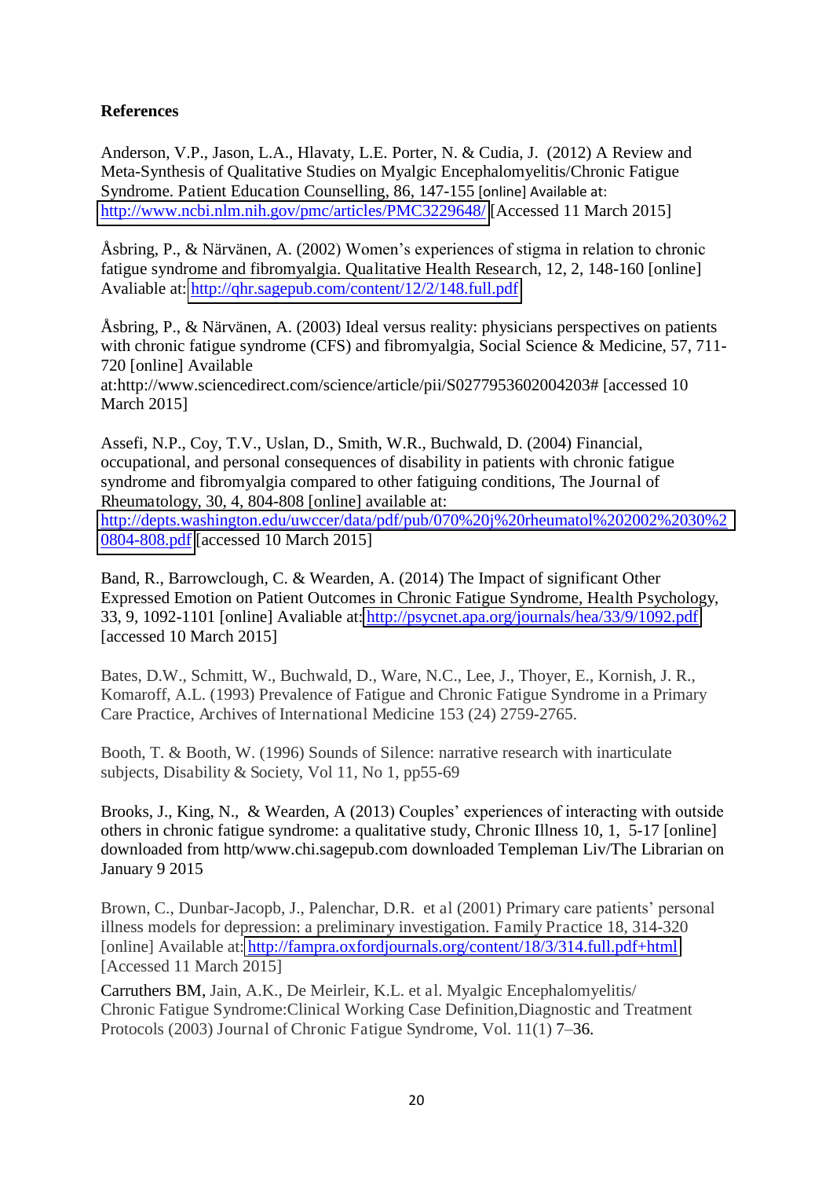**References**

Anderson, V.P., Jason, L.A., Hlavaty, L.E. Porter, N. & Cudia, J. (2012) A Review and Meta-Synthesis of Qualitative Studies on Myalgic Encephalomyelitis/Chronic Fatigue Syndrome. Patient Education Counselling, 86, 147-155 [online] Available at: http://www.ncbi.nlm.nih.gov/pmc/articles/PMC3229648/ [Accessed 11 March 2015]

Åsbring, P., & Närvänen, A. (2002) Women's experiences of stigma in relation to chronic fatigue syndrome and fibromyalgia. Qualitative Health Research, 12, 2, 148-160 [online] Avaliable at: http://qhr.sagepub.com/content/12/2/148.full.pdf

Åsbring, P., & Närvänen, A. (2003) Ideal versus reality: physicians perspectives on patients with chronic fatigue syndrome (CFS) and fibromyalgia, Social Science & Medicine, 57, 711-720 [online] Available at:http://www.sciencedirect.com/science/article/pii/S0277953602004203# [accessed 10 March 2015]

Assefi, N.P., Coy, T.V., Uslan, D., Smith, W.R., Buchwald, D. (2004) Financial, occupational, and personal consequences of disability in patients with chronic fatigue syndrome and fibromyalgia compared to other fatiguing conditions, The Journal of Rheumatology, 30, 4, 804-808 [online] available at: http://depts.washington.edu/uwccer/data/pdf/pub/070%20j%20rheumatol%202002%2030%20804-808.pdf [accessed 10 March 2015]

Band, R., Barrowclough, C. & Wearden, A. (2014) The Impact of significant Other Expressed Emotion on Patient Outcomes in Chronic Fatigue Syndrome, Health Psychology, 33, 9, 1092-1101 [online] Avaliable at: http://psycnet.apa.org/journals/hea/33/9/1092.pdf [accessed 10 March 2015]

Bates, D.W., Schmitt, W., Buchwald, D., Ware, N.C., Lee, J., Thoyer, E., Kornish, J. R., Komaroff, A.L. (1993) Prevalence of Fatigue and Chronic Fatigue Syndrome in a Primary Care Practice, Archives of International Medicine 153 (24) 2759-2765.

Booth, T. & Booth, W. (1996) Sounds of Silence: narrative research with inarticulate subjects, Disability & Society, Vol 11, No 1, pp55-69

Brooks, J., King, N., & Wearden, A (2013) Couples' experiences of interacting with outside others in chronic fatigue syndrome: a qualitative study, Chronic Illness 10, 1, 5-17 [online] downloaded from http/www.chi.sagepub.com downloaded Templeman Liv/The Librarian on January 9 2015

Brown, C., Dunbar-Jacopb, J., Palenchar, D.R. et al (2001) Primary care patients' personal illness models for depression: a preliminary investigation. Family Practice 18, 314-320 [online] Available at: http://fampra.oxfordjournals.org/content/18/3/314.full.pdf+html [Accessed 11 March 2015]

Carruthers BM, Jain, A.K., De Meirleir, K.L. et al. Myalgic Encephalomyelitis/ Chronic Fatigue Syndrome:Clinical Working Case Definition,Diagnostic and Treatment Protocols (2003) Journal of Chronic Fatigue Syndrome, Vol. 11(1) 7–36.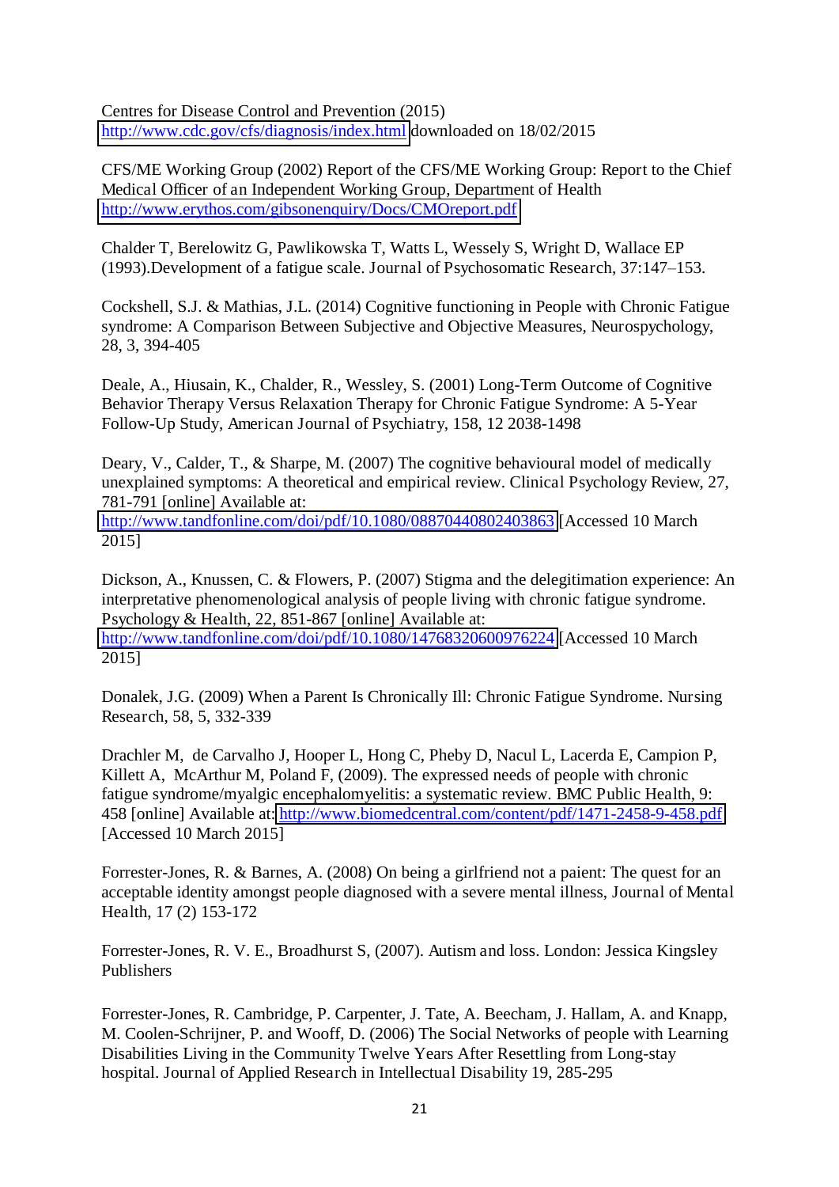Centres for Disease Control and Prevention (2015) http://www.cdc.gov/cfs/diagnosis/index.html downloaded on 18/02/2015

CFS/ME Working Group (2002) Report of the CFS/ME Working Group: Report to the Chief Medical Officer of an Independent Working Group, Department of Health http://www.erythos.com/gibsonenquiry/Docs/CMOreport.pdf

Chalder T, Berelowitz G, Pawlikowska T, Watts L, Wessely S, Wright D, Wallace EP (1993).Development of a fatigue scale. Journal of Psychosomatic Research, 37:147–153.

Cockshell, S.J. & Mathias, J.L. (2014) Cognitive functioning in People with Chronic Fatigue syndrome: A Comparison Between Subjective and Objective Measures, Neurospychology, 28, 3, 394-405

Deale, A., Hiusain, K., Chalder, R., Wessley, S. (2001) Long-Term Outcome of Cognitive Behavior Therapy Versus Relaxation Therapy for Chronic Fatigue Syndrome: A 5-Year Follow-Up Study, American Journal of Psychiatry, 158, 12 2038-1498

Deary, V., Calder, T., & Sharpe, M. (2007) The cognitive behavioural model of medically unexplained symptoms: A theoretical and empirical review. Clinical Psychology Review, 27, 781-791 [online] Available at: http://www.tandfonline.com/doi/pdf/10.1080/08870440802403863 [Accessed 10 March 2015]

Dickson, A., Knussen, C. & Flowers, P. (2007) Stigma and the delegitimation experience: An interpretative phenomenological analysis of people living with chronic fatigue syndrome. Psychology & Health, 22, 851-867 [online] Available at: http://www.tandfonline.com/doi/pdf/10.1080/14768320600976224 [Accessed 10 March 2015]

Donalek, J.G. (2009) When a Parent Is Chronically Ill: Chronic Fatigue Syndrome. Nursing Research, 58, 5, 332-339

Drachler M, de Carvalho J, Hooper L, Hong C, Pheby D, Nacul L, Lacerda E, Campion P, Killett A, McArthur M, Poland F, (2009). The expressed needs of people with chronic fatigue syndrome/myalgic encephalomyelitis: a systematic review. BMC Public Health, 9: 458 [online] Available at: http://www.biomedcentral.com/content/pdf/1471-2458-9-458.pdf [Accessed 10 March 2015]

Forrester-Jones, R. & Barnes, A. (2008) On being a girlfriend not a paient: The quest for an acceptable identity amongst people diagnosed with a severe mental illness, Journal of Mental Health, 17 (2) 153-172

Forrester-Jones, R. V. E., Broadhurst S, (2007). Autism and loss. London: Jessica Kingsley Publishers

Forrester-Jones, R. Cambridge, P. Carpenter, J. Tate, A. Beecham, J. Hallam, A. and Knapp, M. Coolen-Schrijner, P. and Wooff, D. (2006) The Social Networks of people with Learning Disabilities Living in the Community Twelve Years After Resettling from Long-stay hospital. Journal of Applied Research in Intellectual Disability 19, 285-295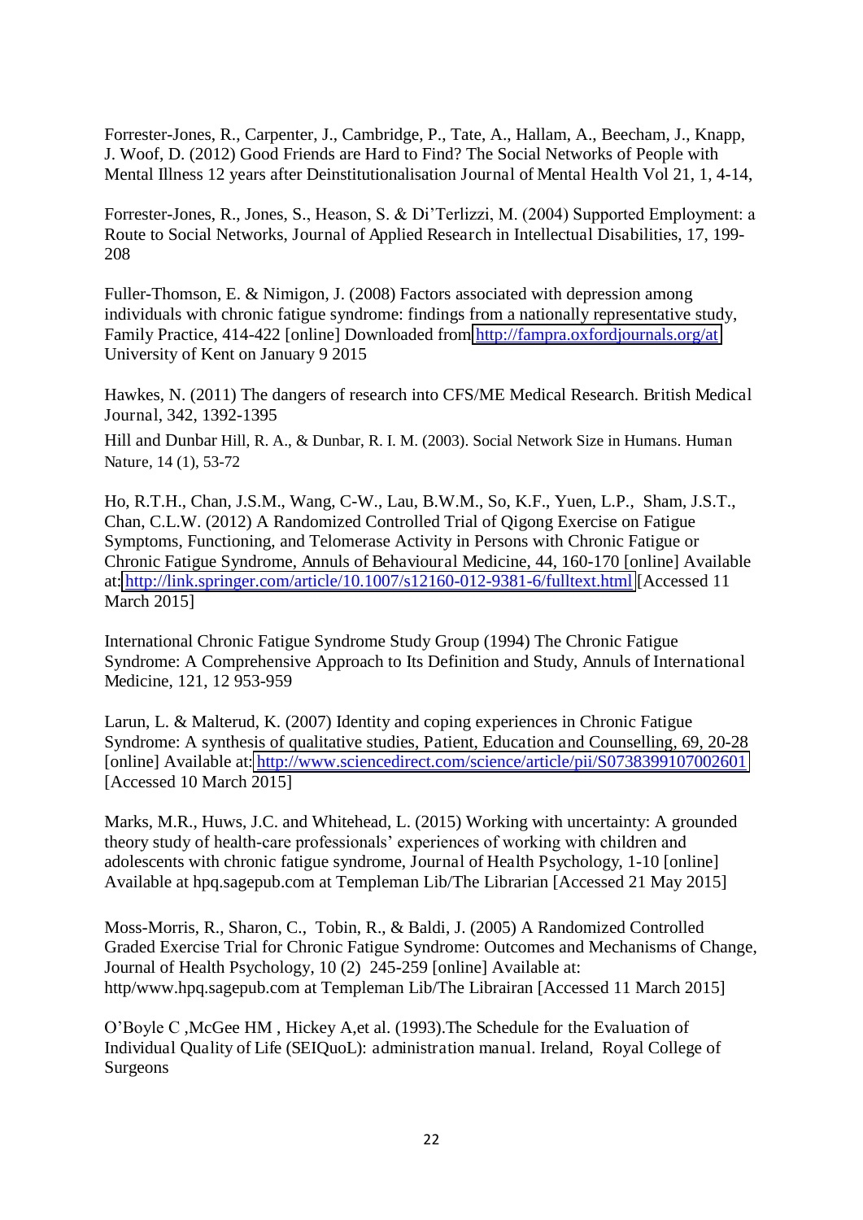Forrester-Jones, R., Carpenter, J., Cambridge, P., Tate, A., Hallam, A., Beecham, J., Knapp, J. Woof, D. (2012) Good Friends are Hard to Find? The Social Networks of People with Mental Illness 12 years after Deinstitutionalisation Journal of Mental Health Vol 21, 1, 4-14,

Forrester-Jones, R., Jones, S., Heason, S. & Di'Terlizzi, M. (2004) Supported Employment: a Route to Social Networks, Journal of Applied Research in Intellectual Disabilities, 17, 199-208

Fuller-Thomson, E. & Nimigon, J. (2008) Factors associated with depression among individuals with chronic fatigue syndrome: findings from a nationally representative study, Family Practice, 414-422 [online] Downloaded from http://fampra.oxfordjournals.org/at University of Kent on January 9 2015

Hawkes, N. (2011) The dangers of research into CFS/ME Medical Research. British Medical Journal, 342, 1392-1395

Hill and Dunbar Hill, R. A., & Dunbar, R. I. M. (2003). Social Network Size in Humans. Human Nature, 14 (1), 53-72

Ho, R.T.H., Chan, J.S.M., Wang, C-W., Lau, B.W.M., So, K.F., Yuen, L.P., Sham, J.S.T., Chan, C.L.W. (2012) A Randomized Controlled Trial of Qigong Exercise on Fatigue Symptoms, Functioning, and Telomerase Activity in Persons with Chronic Fatigue or Chronic Fatigue Syndrome, Annuls of Behavioural Medicine, 44, 160-170 [online] Available at: http://link.springer.com/article/10.1007/s12160-012-9381-6/fulltext.html [Accessed 11 March 2015]

International Chronic Fatigue Syndrome Study Group (1994) The Chronic Fatigue Syndrome: A Comprehensive Approach to Its Definition and Study, Annuls of International Medicine, 121, 12 953-959

Larun, L. & Malterud, K. (2007) Identity and coping experiences in Chronic Fatigue Syndrome: A synthesis of qualitative studies, Patient, Education and Counselling, 69, 20-28 [online] Available at: http://www.sciencedirect.com/science/article/pii/S0738399107002601 [Accessed 10 March 2015]

Marks, M.R., Huws, J.C. and Whitehead, L. (2015) Working with uncertainty: A grounded theory study of health-care professionals' experiences of working with children and adolescents with chronic fatigue syndrome, Journal of Health Psychology, 1-10 [online] Available at hpq.sagepub.com at Templeman Lib/The Librarian [Accessed 21 May 2015]

Moss-Morris, R., Sharon, C., Tobin, R., & Baldi, J. (2005) A Randomized Controlled Graded Exercise Trial for Chronic Fatigue Syndrome: Outcomes and Mechanisms of Change, Journal of Health Psychology, 10 (2) 245-259 [online] Available at: http/www.hpq.sagepub.com at Templeman Lib/The Librairan [Accessed 11 March 2015]

O'Boyle C ,McGee HM , Hickey A,et al. (1993).The Schedule for the Evaluation of Individual Quality of Life (SEIQuoL): administration manual. Ireland, Royal College of Surgeons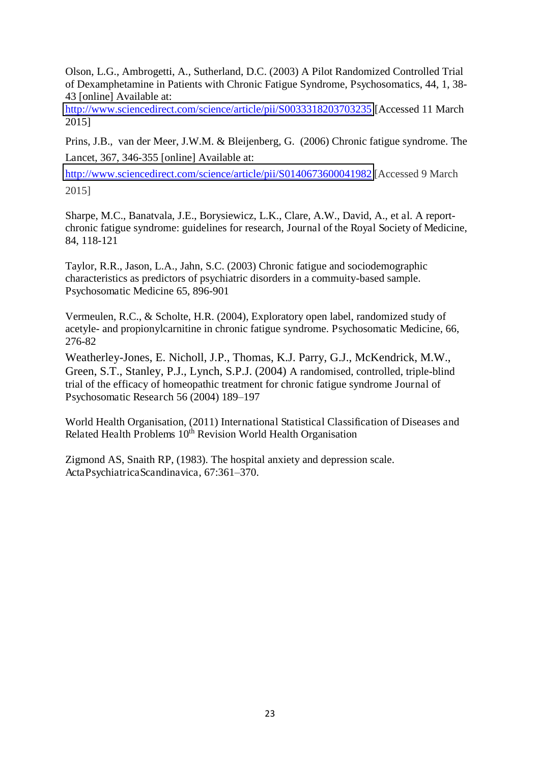Olson, L.G., Ambrogetti, A., Sutherland, D.C. (2003) A Pilot Randomized Controlled Trial of Dexamphetamine in Patients with Chronic Fatigue Syndrome, Psychosomatics, 44, 1, 38-43 [online] Available at: http://www.sciencedirect.com/science/article/pii/S0033318203703235 [Accessed 11 March 2015]

Prins, J.B., van der Meer, J.W.M. & Bleijenberg, G. (2006) Chronic fatigue syndrome. The Lancet, 367, 346-355 [online] Available at: http://www.sciencedirect.com/science/article/pii/S0140673600041982 [Accessed 9 March 2015]

Sharpe, M.C., Banatvala, J.E., Borysiewicz, L.K., Clare, A.W., David, A., et al. A report- chronic fatigue syndrome: guidelines for research, Journal of the Royal Society of Medicine, 84, 118-121

Taylor, R.R., Jason, L.A., Jahn, S.C. (2003) Chronic fatigue and sociodemographic characteristics as predictors of psychiatric disorders in a commuity-based sample. Psychosomatic Medicine 65, 896-901

Vermeulen, R.C., & Scholte, H.R. (2004), Exploratory open label, randomized study of acetyle- and propionylcarnitine in chronic fatigue syndrome. Psychosomatic Medicine, 66, 276-82

Weatherley-Jones, E. Nicholl, J.P., Thomas, K.J. Parry, G.J., McKendrick, M.W., Green, S.T., Stanley, P.J., Lynch, S.P.J. (2004) A randomised, controlled, triple-blind trial of the efficacy of homeopathic treatment for chronic fatigue syndrome Journal of Psychosomatic Research 56 (2004) 189–197

World Health Organisation, (2011) International Statistical Classification of Diseases and Related Health Problems 10th Revision World Health Organisation

Zigmond AS, Snaith RP, (1983). The hospital anxiety and depression scale. ActaPsychiatricaScandinavica, 67:361–370.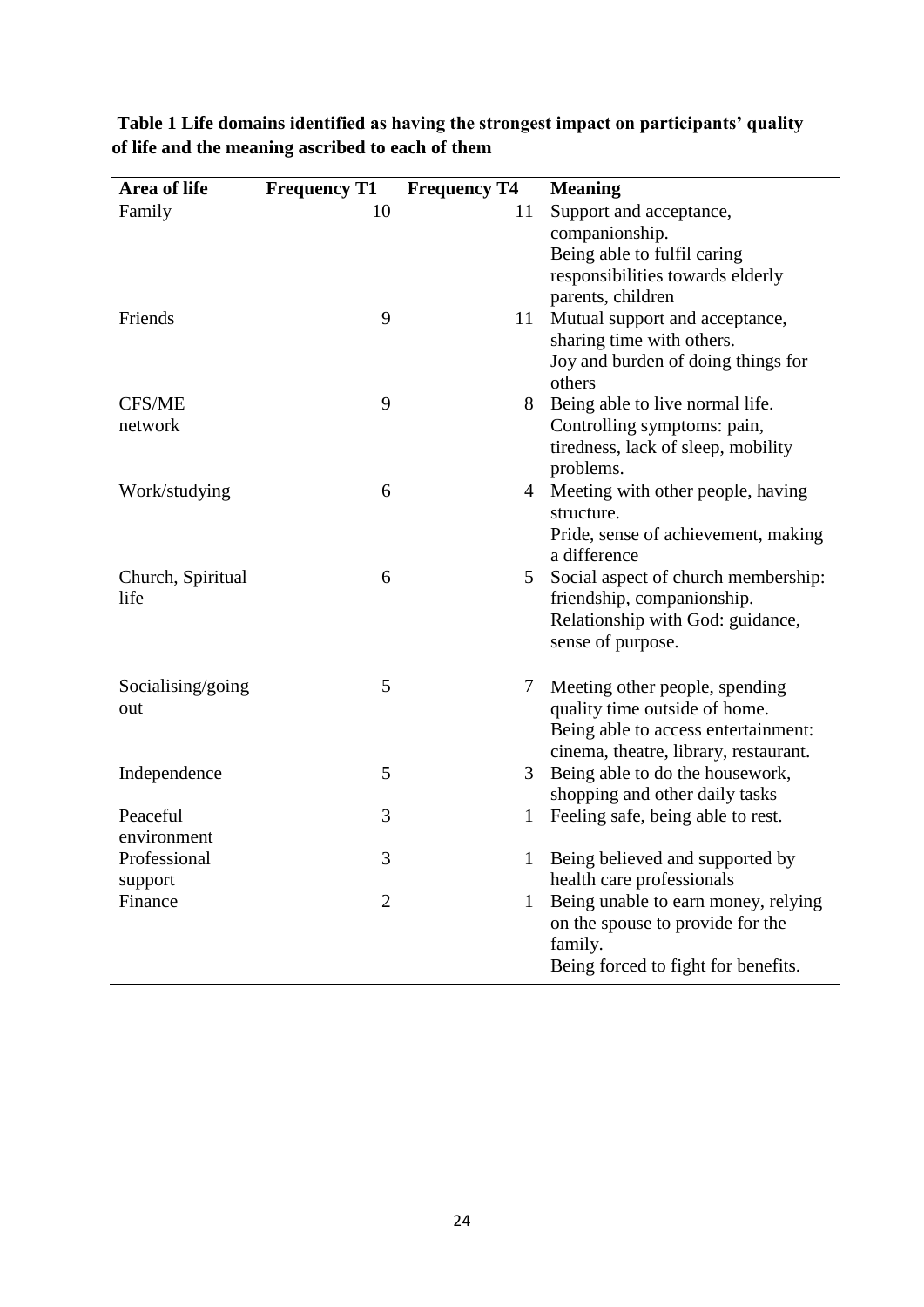**Table 1 Life domains identified as having the strongest impact on participants' quality of life and the meaning ascribed to each of them**

| Area of life | Frequency T1 | Frequency T4 | Meaning |
|---|---|---|---|
| Family | 10 | 11 | Support and acceptance, companionship. Being able to fulfil caring responsibilities towards elderly parents, children |
| Friends | 9 | 11 | Mutual support and acceptance, sharing time with others. Joy and burden of doing things for others |
| CFS/ME network | 9 | 8 | Being able to live normal life. Controlling symptoms: pain, tiredness, lack of sleep, mobility problems. |
| Work/studying | 6 | 4 | Meeting with other people, having structure. Pride, sense of achievement, making a difference |
| Church, Spiritual life | 6 | 5 | Social aspect of church membership: friendship, companionship. Relationship with God: guidance, sense of purpose. |
| Socialising/going out | 5 | 7 | Meeting other people, spending quality time outside of home. Being able to access entertainment: cinema, theatre, library, restaurant. |
| Independence | 5 | 3 | Being able to do the housework, shopping and other daily tasks |
| Peaceful environment | 3 | 1 | Feeling safe, being able to rest. |
| Professional support | 3 | 1 | Being believed and supported by health care professionals |
| Finance | 2 | 1 | Being unable to earn money, relying on the spouse to provide for the family. Being forced to fight for benefits. |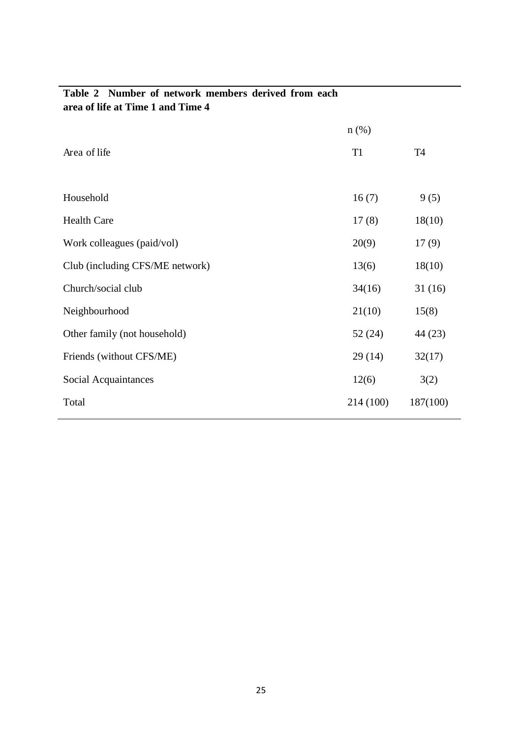**Table 2 Number of network members derived from each area of life at Time 1 and Time 4**

| Area of life | n (%) | |
|---|---|---|
| | T1 | T4 |
| Household | 16 (7) | 9 (5) |
| Health Care | 17 (8) | 18(10) |
| Work colleagues (paid/vol) | 20(9) | 17 (9) |
| Club (including CFS/ME network) | 13(6) | 18(10) |
| Church/social club | 34(16) | 31 (16) |
| Neighbourhood | 21(10) | 15(8) |
| Other family (not household) | 52 (24) | 44 (23) |
| Friends (without CFS/ME) | 29 (14) | 32(17) |
| Social Acquaintances | 12(6) | 3(2) |
| Total | 214 (100) | 187(100) |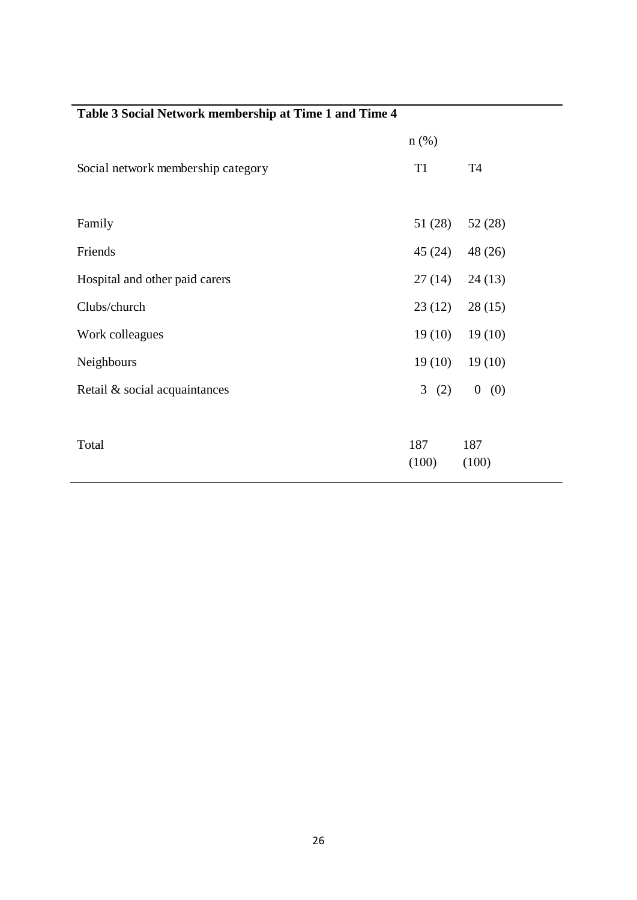**Table 3 Social Network membership at Time 1 and Time 4**

| Social network membership category | n (%) T1 | n (%) T4 |
|---|---|---|
| Family | 51 (28) | 52 (28) |
| Friends | 45 (24) | 48 (26) |
| Hospital and other paid carers | 27 (14) | 24 (13) |
| Clubs/church | 23 (12) | 28 (15) |
| Work colleagues | 19 (10) | 19 (10) |
| Neighbours | 19 (10) | 19 (10) |
| Retail & social acquaintances | 3 (2) | 0 (0) |
| Total | 187 (100) | 187 (100) |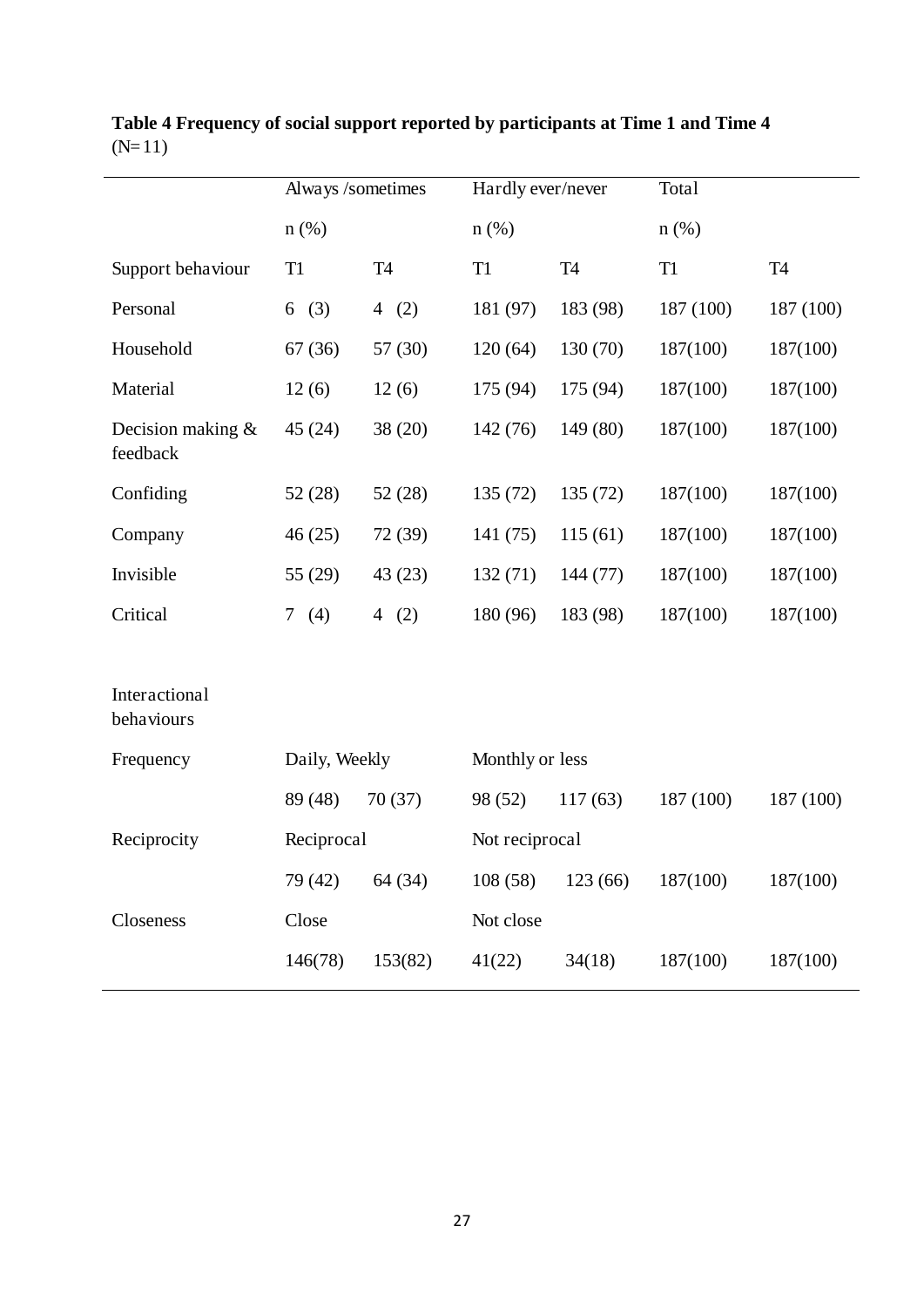**Table 4 Frequency of social support reported by participants at Time 1 and Time 4** (N=11)

| | Always /sometimes | | Hardly ever/never | | Total | |
|---|---|---|---|---|---|---|
| | n (%) | | n (%) | | n (%) | |
| Support behaviour | T1 | T4 | T1 | T4 | T1 | T4 |
| Personal | 6 (3) | 4 (2) | 181 (97) | 183 (98) | 187 (100) | 187 (100) |
| Household | 67 (36) | 57 (30) | 120 (64) | 130 (70) | 187(100) | 187(100) |
| Material | 12 (6) | 12 (6) | 175 (94) | 175 (94) | 187(100) | 187(100) |
| Decision making & feedback | 45 (24) | 38 (20) | 142 (76) | 149 (80) | 187(100) | 187(100) |
| Confiding | 52 (28) | 52 (28) | 135 (72) | 135 (72) | 187(100) | 187(100) |
| Company | 46 (25) | 72 (39) | 141 (75) | 115 (61) | 187(100) | 187(100) |
| Invisible | 55 (29) | 43 (23) | 132 (71) | 144 (77) | 187(100) | 187(100) |
| Critical | 7 (4) | 4 (2) | 180 (96) | 183 (98) | 187(100) | 187(100) |
| | | | | | | |
| Interactional behaviours | | | | | | |
| Frequency | Daily, Weekly | | Monthly or less | | | |
| | 89 (48) | 70 (37) | 98 (52) | 117 (63) | 187 (100) | 187 (100) |
| Reciprocity | Reciprocal | | Not reciprocal | | | |
| | 79 (42) | 64 (34) | 108 (58) | 123 (66) | 187(100) | 187(100) |
| Closeness | Close | | Not close | | | |
| | 146(78) | 153(82) | 41(22) | 34(18) | 187(100) | 187(100) |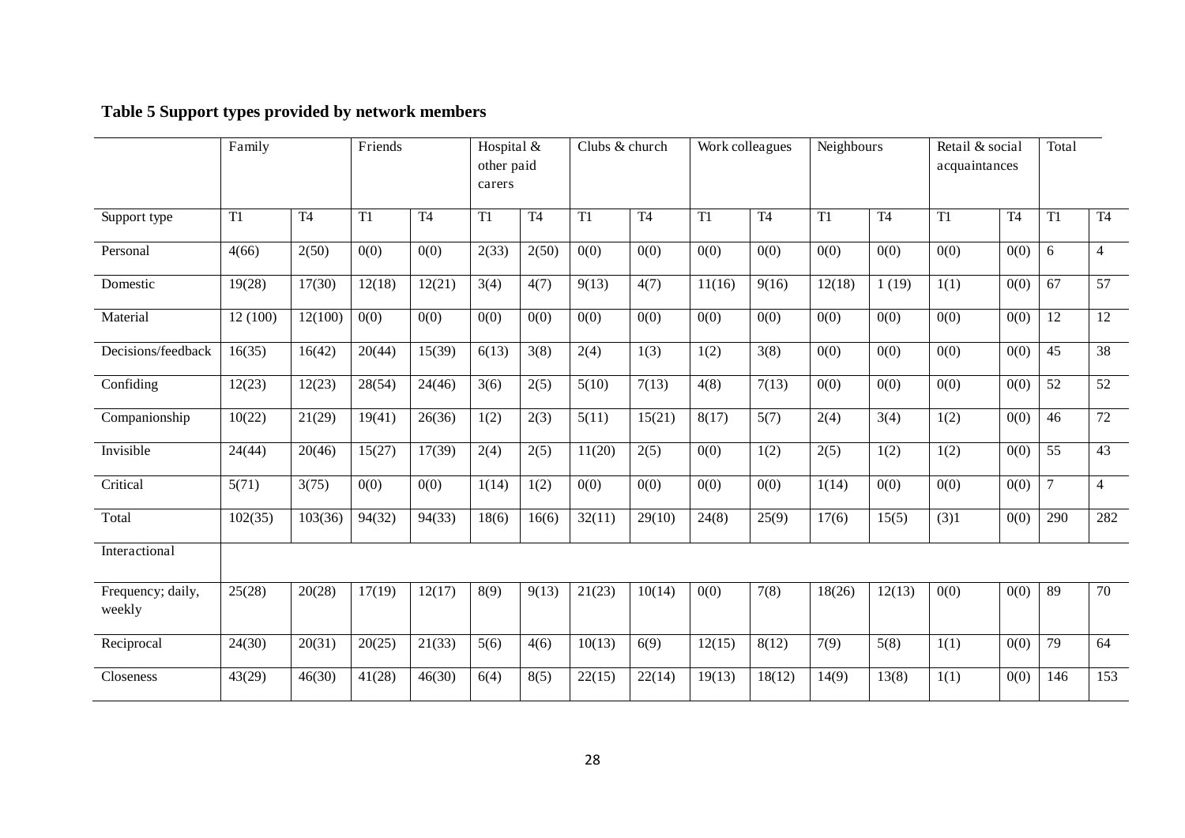**Table 5 Support types provided by network members**

| | Family | | Friends | | Hospital & other paid carers | | Clubs & church | | Work colleagues | | Neighbours | | Retail & social acquaintances | | Total | |
|---|---|---|---|---|---|---|---|---|---|---|---|---|---|---|---|---|
| Support type | T1 | T4 | T1 | T4 | T1 | T4 | T1 | T4 | T1 | T4 | T1 | T4 | T1 | T4 | T1 | T4 |
| Personal | 4(66) | 2(50) | 0(0) | 0(0) | 2(33) | 2(50) | 0(0) | 0(0) | 0(0) | 0(0) | 0(0) | 0(0) | 0(0) | 0(0) | 6 | 4 |
| Domestic | 19(28) | 17(30) | 12(18) | 12(21) | 3(4) | 4(7) | 9(13) | 4(7) | 11(16) | 9(16) | 12(18) | 1 (19) | 1(1) | 0(0) | 67 | 57 |
| Material | 12 (100) | 12(100) | 0(0) | 0(0) | 0(0) | 0(0) | 0(0) | 0(0) | 0(0) | 0(0) | 0(0) | 0(0) | 0(0) | 0(0) | 12 | 12 |
| Decisions/feedback | 16(35) | 16(42) | 20(44) | 15(39) | 6(13) | 3(8) | 2(4) | 1(3) | 1(2) | 3(8) | 0(0) | 0(0) | 0(0) | 0(0) | 45 | 38 |
| Confiding | 12(23) | 12(23) | 28(54) | 24(46) | 3(6) | 2(5) | 5(10) | 7(13) | 4(8) | 7(13) | 0(0) | 0(0) | 0(0) | 0(0) | 52 | 52 |
| Companionship | 10(22) | 21(29) | 19(41) | 26(36) | 1(2) | 2(3) | 5(11) | 15(21) | 8(17) | 5(7) | 2(4) | 3(4) | 1(2) | 0(0) | 46 | 72 |
| Invisible | 24(44) | 20(46) | 15(27) | 17(39) | 2(4) | 2(5) | 11(20) | 2(5) | 0(0) | 1(2) | 2(5) | 1(2) | 1(2) | 0(0) | 55 | 43 |
| Critical | 5(71) | 3(75) | 0(0) | 0(0) | 1(14) | 1(2) | 0(0) | 0(0) | 0(0) | 0(0) | 1(14) | 0(0) | 0(0) | 0(0) | 7 | 4 |
| Total | 102(35) | 103(36) | 94(32) | 94(33) | 18(6) | 16(6) | 32(11) | 29(10) | 24(8) | 25(9) | 17(6) | 15(5) | (3)1 | 0(0) | 290 | 282 |
| Interactional | | | | | | | | | | | | | | | | |
| Frequency; daily, weekly | 25(28) | 20(28) | 17(19) | 12(17) | 8(9) | 9(13) | 21(23) | 10(14) | 0(0) | 7(8) | 18(26) | 12(13) | 0(0) | 0(0) | 89 | 70 |
| Reciprocal | 24(30) | 20(31) | 20(25) | 21(33) | 5(6) | 4(6) | 10(13) | 6(9) | 12(15) | 8(12) | 7(9) | 5(8) | 1(1) | 0(0) | 79 | 64 |
| Closeness | 43(29) | 46(30) | 41(28) | 46(30) | 6(4) | 8(5) | 22(15) | 22(14) | 19(13) | 18(12) | 14(9) | 13(8) | 1(1) | 0(0) | 146 | 153 |